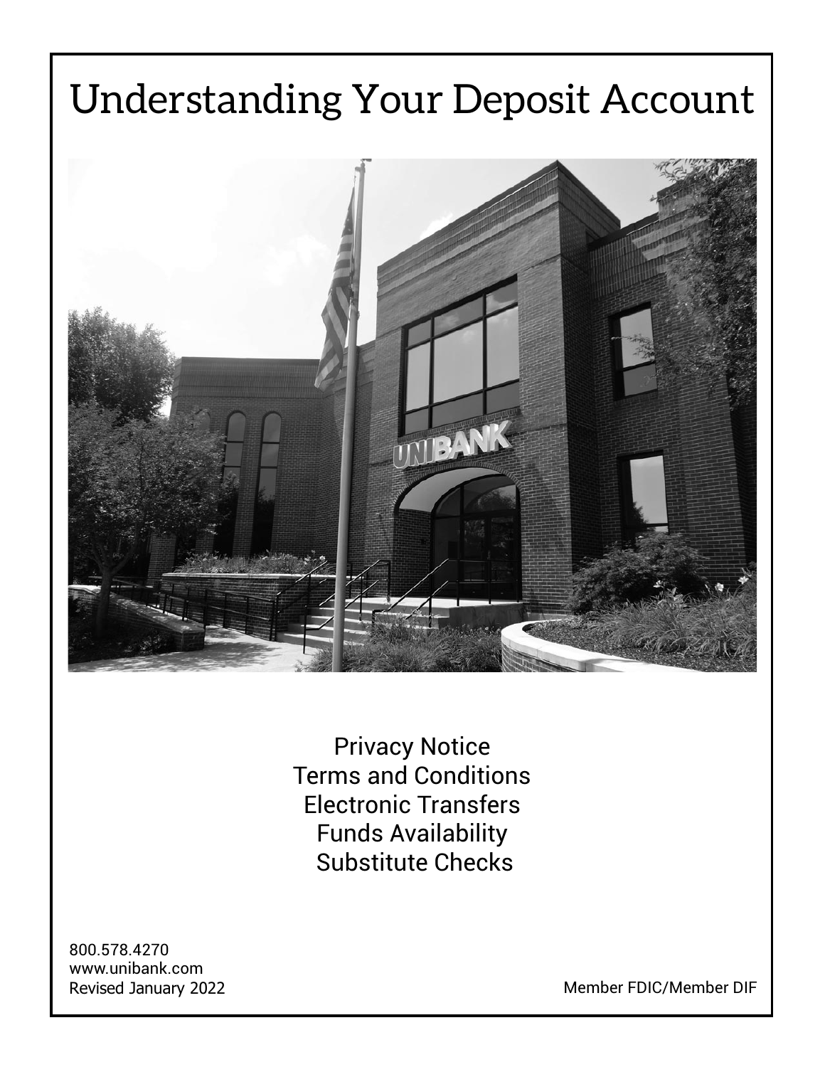# Understanding Your Deposit Account

Privacy Notice
Terms and Conditions
Electronic Transfers
Funds Availability
Substitute Checks

800.578.4270
www.unibank.com
Revised January 2022

Member FDIC/Member DIF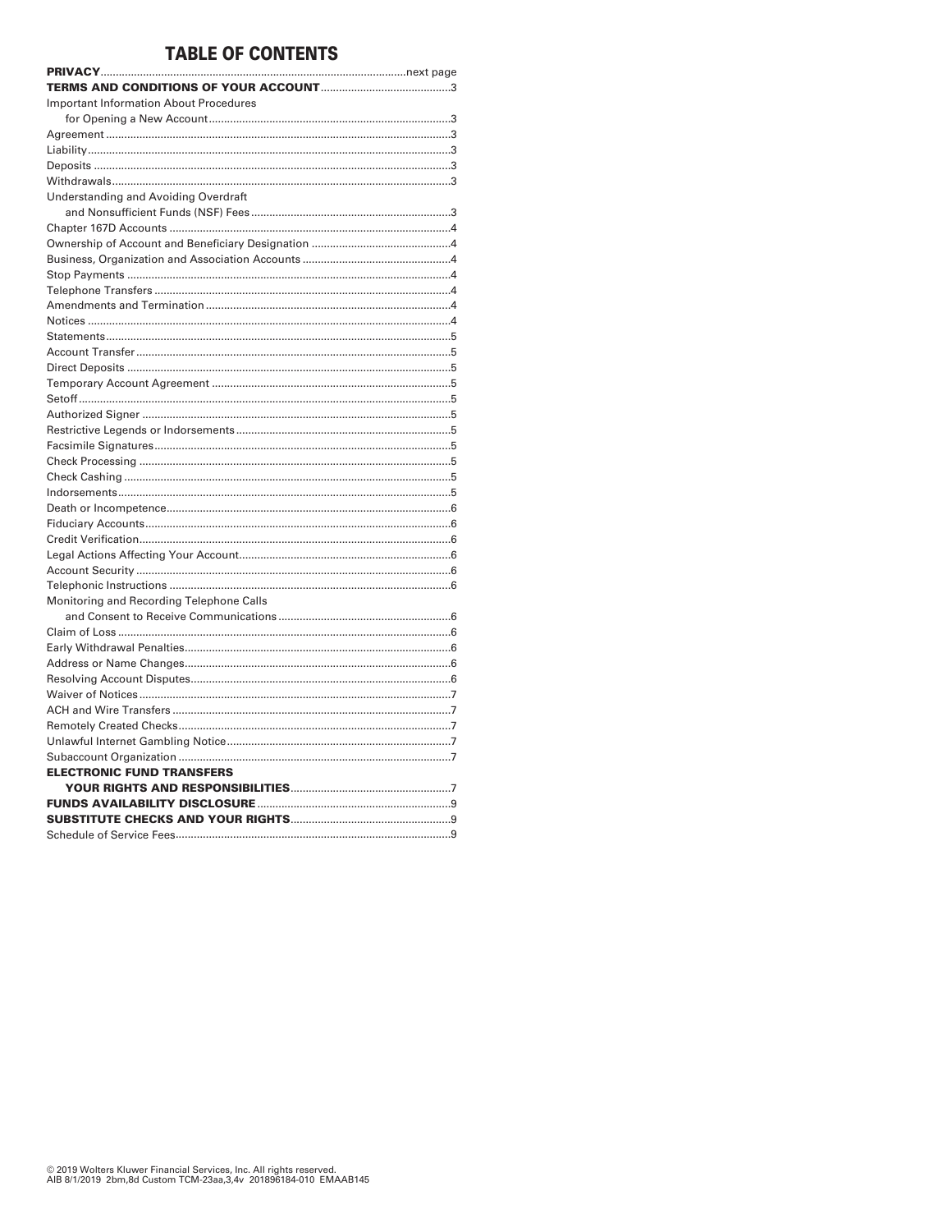# TABLE OF CONTENTS

| | |
|---|---|
| **PRIVACY** | next page |
| **TERMS AND CONDITIONS OF YOUR ACCOUNT** | 3 |
| Important Information About Procedures for Opening a New Account | 3 |
| Agreement | 3 |
| Liability | 3 |
| Deposits | 3 |
| Withdrawals | 3 |
| Understanding and Avoiding Overdraft and Nonsufficient Funds (NSF) Fees | 3 |
| Chapter 167D Accounts | 4 |
| Ownership of Account and Beneficiary Designation | 4 |
| Business, Organization and Association Accounts | 4 |
| Stop Payments | 4 |
| Telephone Transfers | 4 |
| Amendments and Termination | 4 |
| Notices | 4 |
| Statements | 5 |
| Account Transfer | 5 |
| Direct Deposits | 5 |
| Temporary Account Agreement | 5 |
| Setoff | 5 |
| Authorized Signer | 5 |
| Restrictive Legends or Indorsements | 5 |
| Facsimile Signatures | 5 |
| Check Processing | 5 |
| Check Cashing | 5 |
| Indorsements | 5 |
| Death or Incompetence | 6 |
| Fiduciary Accounts | 6 |
| Credit Verification | 6 |
| Legal Actions Affecting Your Account | 6 |
| Account Security | 6 |
| Telephonic Instructions | 6 |
| Monitoring and Recording Telephone Calls and Consent to Receive Communications | 6 |
| Claim of Loss | 6 |
| Early Withdrawal Penalties | 6 |
| Address or Name Changes | 6 |
| Resolving Account Disputes | 6 |
| Waiver of Notices | 7 |
| ACH and Wire Transfers | 7 |
| Remotely Created Checks | 7 |
| Unlawful Internet Gambling Notice | 7 |
| Subaccount Organization | 7 |
| **ELECTRONIC FUND TRANSFERS YOUR RIGHTS AND RESPONSIBILITIES** | 7 |
| **FUNDS AVAILABILITY DISCLOSURE** | 9 |
| **SUBSTITUTE CHECKS AND YOUR RIGHTS** | 9 |
| Schedule of Service Fees | 9 |

© 2019 Wolters Kluwer Financial Services, Inc. All rights reserved.
AIB 8/1/2019 2bm,8d Custom TCM-23aa,3,4v 201896184-010 EMAAB145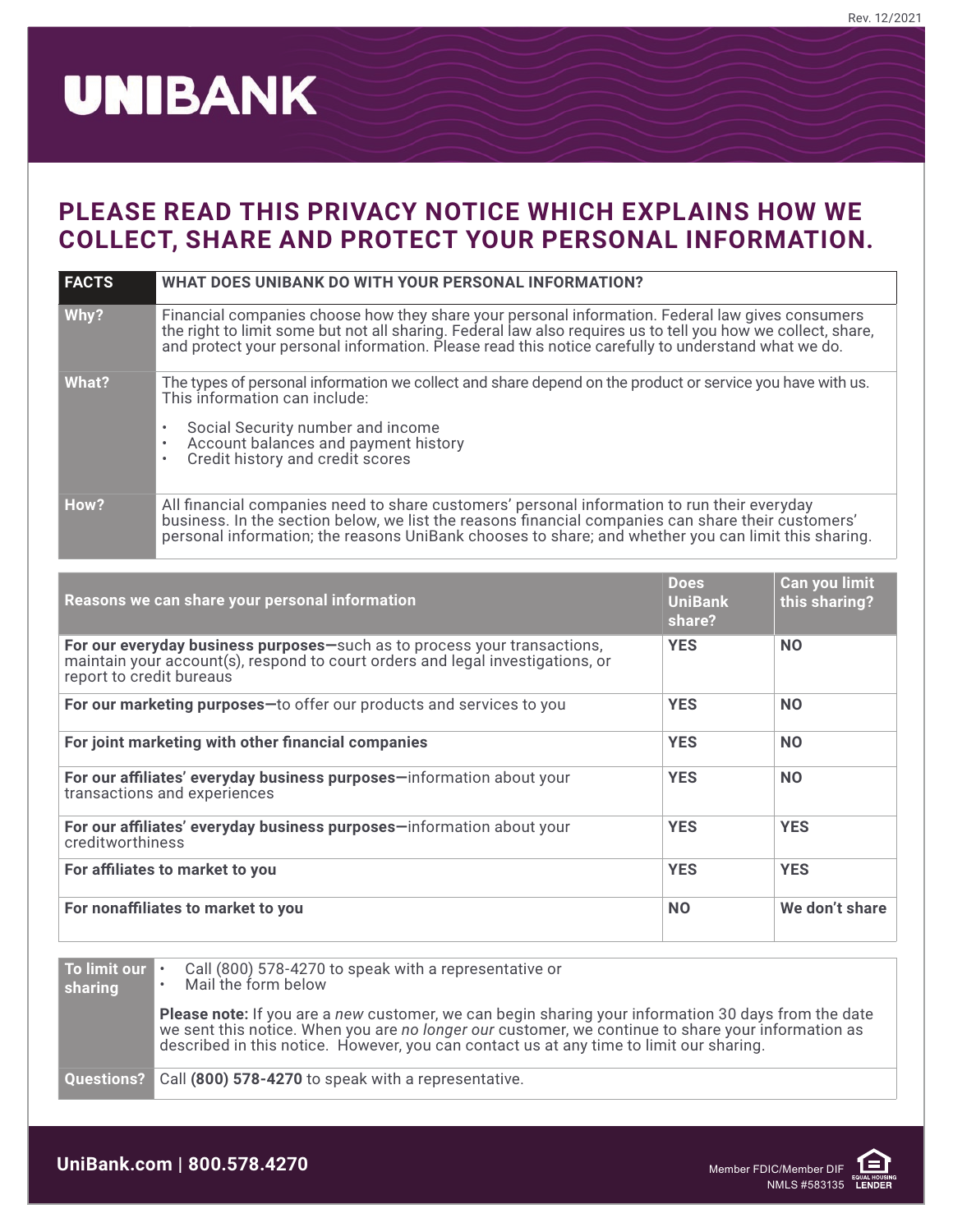Rev. 12/2021

# UNIBANK

## PLEASE READ THIS PRIVACY NOTICE WHICH EXPLAINS HOW WE COLLECT, SHARE AND PROTECT YOUR PERSONAL INFORMATION.

| FACTS | WHAT DOES UNIBANK DO WITH YOUR PERSONAL INFORMATION? |
|---|---|
| **Why?** | Financial companies choose how they share your personal information. Federal law gives consumers the right to limit some but not all sharing. Federal law also requires us to tell you how we collect, share, and protect your personal information. Please read this notice carefully to understand what we do. |
| **What?** | The types of personal information we collect and share depend on the product or service you have with us. This information can include:<br>• Social Security number and income<br>• Account balances and payment history<br>• Credit history and credit scores |
| **How?** | All financial companies need to share customers' personal information to run their everyday business. In the section below, we list the reasons financial companies can share their customers' personal information; the reasons UniBank chooses to share; and whether you can limit this sharing. |

| Reasons we can share your personal information | Does UniBank share? | Can you limit this sharing? |
|---|---|---|
| **For our everyday business purposes—**such as to process your transactions, maintain your account(s), respond to court orders and legal investigations, or report to credit bureaus | **YES** | **NO** |
| **For our marketing purposes—**to offer our products and services to you | **YES** | **NO** |
| **For joint marketing with other financial companies** | **YES** | **NO** |
| **For our affiliates' everyday business purposes—**information about your transactions and experiences | **YES** | **NO** |
| **For our affiliates' everyday business purposes—**information about your creditworthiness | **YES** | **YES** |
| **For affiliates to market to you** | **YES** | **YES** |
| **For nonaffiliates to market to you** | **NO** | **We don't share** |

| To limit our sharing | • Call (800) 578-4270 to speak with a representative or<br>• Mail the form below<br><br>**Please note:** If you are a *new* customer, we can begin sharing your information 30 days from the date we sent this notice. When you are *no longer our* customer, we continue to share your information as described in this notice. However, you can contact us at any time to limit our sharing. |
|---|---|
| **Questions?** | Call **(800) 578-4270** to speak with a representative. |

**UniBank.com | 800.578.4270**

Member FDIC/Member DIF
NMLS #583135
EQUAL HOUSING LENDER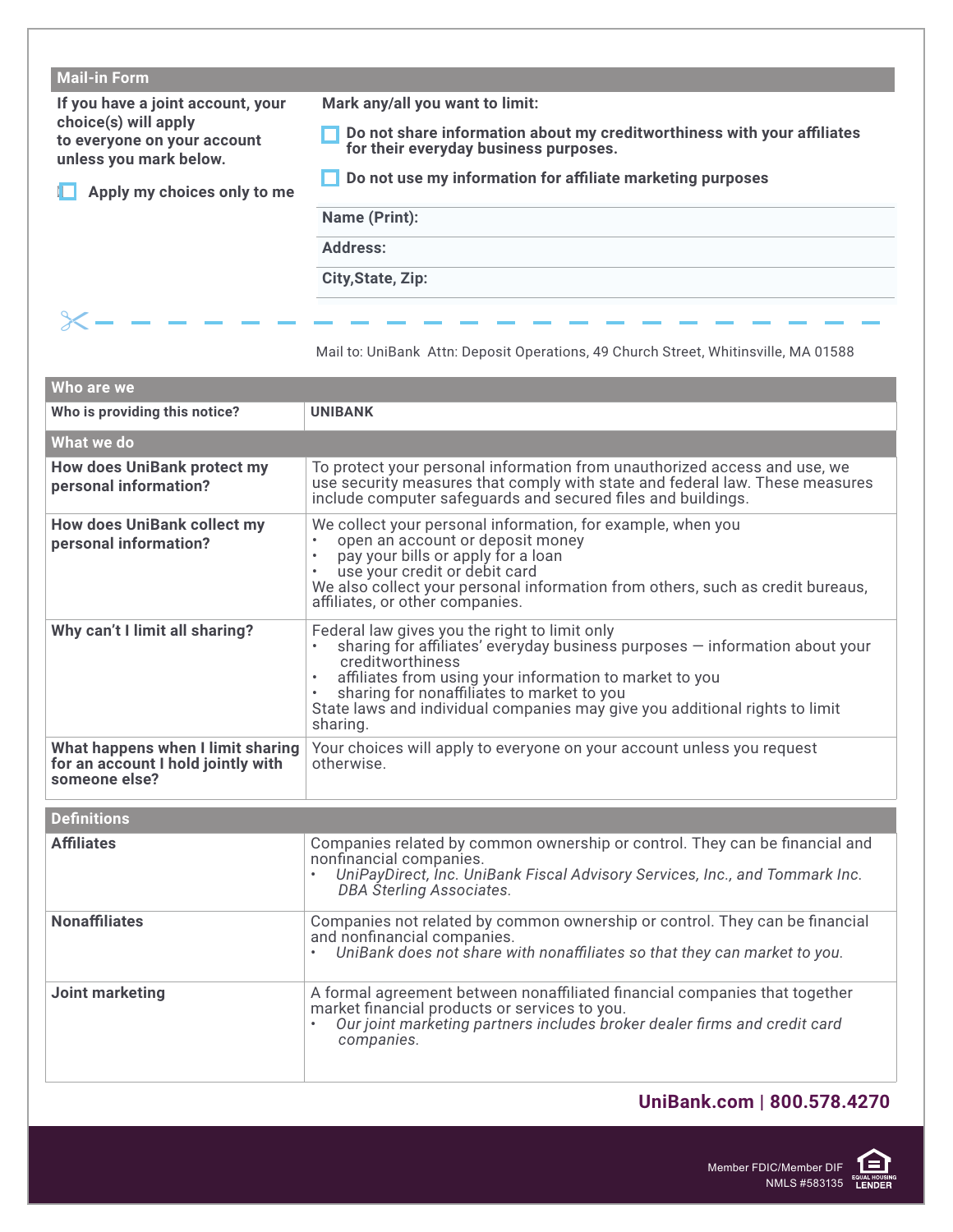## Mail-in Form

If you have a joint account, your choice(s) will apply to everyone on your account unless you mark below.

☐ Apply my choices only to me

**Mark any/all you want to limit:**

☐ Do not share information about my creditworthiness with your affiliates for their everyday business purposes.

☐ Do not use my information for affiliate marketing purposes

| | |
|---|---|
| **Name (Print):** | |
| **Address:** | |
| **City,State, Zip:** | |

Mail to: UniBank Attn: Deposit Operations, 49 Church Street, Whitinsville, MA 01588

| Who are we | |
|---|---|
| **Who is providing this notice?** | **UNIBANK** |

| What we do | |
|---|---|
| **How does UniBank protect my personal information?** | To protect your personal information from unauthorized access and use, we use security measures that comply with state and federal law. These measures include computer safeguards and secured files and buildings. |
| **How does UniBank collect my personal information?** | We collect your personal information, for example, when you<br>• open an account or deposit money<br>• pay your bills or apply for a loan<br>• use your credit or debit card<br>We also collect your personal information from others, such as credit bureaus, affiliates, or other companies. |
| **Why can't I limit all sharing?** | Federal law gives you the right to limit only<br>• sharing for affiliates' everyday business purposes — information about your creditworthiness<br>• affiliates from using your information to market to you<br>• sharing for nonaffiliates to market to you<br>State laws and individual companies may give you additional rights to limit sharing. |
| **What happens when I limit sharing for an account I hold jointly with someone else?** | Your choices will apply to everyone on your account unless you request otherwise. |

| Definitions | |
|---|---|
| **Affiliates** | Companies related by common ownership or control. They can be financial and nonfinancial companies.<br>• *UniPayDirect, Inc. UniBank Fiscal Advisory Services, Inc., and Tommark Inc. DBA Sterling Associates.* |
| **Nonaffiliates** | Companies not related by common ownership or control. They can be financial and nonfinancial companies.<br>• *UniBank does not share with nonaffiliates so that they can market to you.* |
| **Joint marketing** | A formal agreement between nonaffiliated financial companies that together market financial products or services to you.<br>• *Our joint marketing partners includes broker dealer firms and credit card companies.* |

**UniBank.com | 800.578.4270**

Member FDIC/Member DIF
NMLS #583135
EQUAL HOUSING LENDER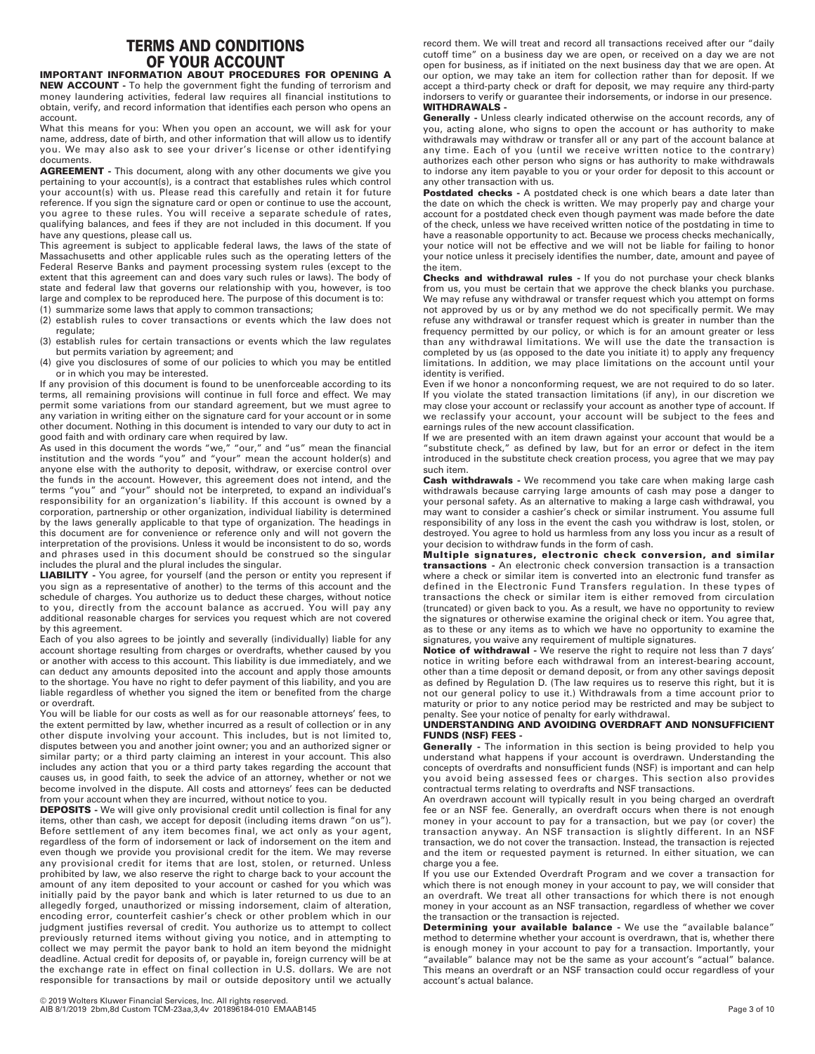# TERMS AND CONDITIONS OF YOUR ACCOUNT

**IMPORTANT INFORMATION ABOUT PROCEDURES FOR OPENING A NEW ACCOUNT -** To help the government fight the funding of terrorism and money laundering activities, federal law requires all financial institutions to obtain, verify, and record information that identifies each person who opens an account.

What this means for you: When you open an account, we will ask for your name, address, date of birth, and other information that will allow us to identify you. We may also ask to see your driver's license or other identifying documents.

**AGREEMENT -** This document, along with any other documents we give you pertaining to your account(s), is a contract that establishes rules which control your account(s) with us. Please read this carefully and retain it for future reference. If you sign the signature card or open or continue to use the account, you agree to these rules. You will receive a separate schedule of rates, qualifying balances, and fees if they are not included in this document. If you have any questions, please call us.

This agreement is subject to applicable federal laws, the laws of the state of Massachusetts and other applicable rules such as the operating letters of the Federal Reserve Banks and payment processing system rules (except to the extent that this agreement can and does vary such rules or laws). The body of state and federal law that governs our relationship with you, however, is too large and complex to be reproduced here. The purpose of this document is to:

(1) summarize some laws that apply to common transactions;
(2) establish rules to cover transactions or events which the law does not regulate;
(3) establish rules for certain transactions or events which the law regulates but permits variation by agreement; and
(4) give you disclosures of some of our policies to which you may be entitled or in which you may be interested.

If any provision of this document is found to be unenforceable according to its terms, all remaining provisions will continue in full force and effect. We may permit some variations from our standard agreement, but we must agree to any variation in writing either on the signature card for your account or in some other document. Nothing in this document is intended to vary our duty to act in good faith and with ordinary care when required by law.

As used in this document the words "we," "our," and "us" mean the financial institution and the words "you" and "your" mean the account holder(s) and anyone else with the authority to deposit, withdraw, or exercise control over the funds in the account. However, this agreement does not intend, and the terms "you" and "your" should not be interpreted, to expand an individual's responsibility for an organization's liability. If this account is owned by a corporation, partnership or other organization, individual liability is determined by the laws generally applicable to that type of organization. The headings in this document are for convenience or reference only and will not govern the interpretation of the provisions. Unless it would be inconsistent to do so, words and phrases used in this document should be construed so the singular includes the plural and the plural includes the singular.

**LIABILITY -** You agree, for yourself (and the person or entity you represent if you sign as a representative of another) to the terms of this account and the schedule of charges. You authorize us to deduct these charges, without notice to you, directly from the account balance as accrued. You will pay any additional reasonable charges for services you request which are not covered by this agreement.

Each of you also agrees to be jointly and severally (individually) liable for any account shortage resulting from charges or overdrafts, whether caused by you or another with access to this account. This liability is due immediately, and we can deduct any amounts deposited into the account and apply those amounts to the shortage. You have no right to defer payment of this liability, and you are liable regardless of whether you signed the item or benefited from the charge or overdraft.

You will be liable for our costs as well as for our reasonable attorneys' fees, to the extent permitted by law, whether incurred as a result of collection or in any other dispute involving your account. This includes, but is not limited to, disputes between you and another joint owner; you and an authorized signer or similar party; or a third party claiming an interest in your account. This also includes any action that you or a third party takes regarding the account that causes us, in good faith, to seek the advice of an attorney, whether or not we become involved in the dispute. All costs and attorneys' fees can be deducted from your account when they are incurred, without notice to you.

**DEPOSITS -** We will give only provisional credit until collection is final for any items, other than cash, we accept for deposit (including items drawn "on us"). Before settlement of any item becomes final, we act only as your agent, regardless of the form of indorsement or lack of indorsement on the item and even though we provide you provisional credit for the item. We may reverse any provisional credit for items that are lost, stolen, or returned. Unless prohibited by law, we also reserve the right to charge back to your account the amount of any item deposited to your account or cashed for you which was initially paid by the payor bank and which is later returned to us due to an allegedly forged, unauthorized or missing indorsement, claim of alteration, encoding error, counterfeit cashier's check or other problem which in our judgment justifies reversal of credit. You authorize us to attempt to collect previously returned items without giving you notice, and in attempting to collect we may permit the payor bank to hold an item beyond the midnight deadline. Actual credit for deposits of, or payable in, foreign currency will be at the exchange rate in effect on final collection in U.S. dollars. We are not responsible for transactions by mail or outside depository until we actually record them. We will treat and record all transactions received after our "daily cutoff time" on a business day we are open, or received on a day we are not open for business, as if initiated on the next business day that we are open. At our option, we may take an item for collection rather than for deposit. If we accept a third-party check or draft for deposit, we may require any third-party indorsers to verify or guarantee their indorsements, or indorse in our presence.

**WITHDRAWALS -**

**Generally -** Unless clearly indicated otherwise on the account records, any of you, acting alone, who signs to open the account or has authority to make withdrawals may withdraw or transfer all or any part of the account balance at any time. Each of you (until we receive written notice to the contrary) authorizes each other person who signs or has authority to make withdrawals to indorse any item payable to you or your order for deposit to this account or any other transaction with us.

**Postdated checks -** A postdated check is one which bears a date later than the date on which the check is written. We may properly pay and charge your account for a postdated check even though payment was made before the date of the check, unless we have received written notice of the postdating in time to have a reasonable opportunity to act. Because we process checks mechanically, your notice will not be effective and we will not be liable for failing to honor your notice unless it precisely identifies the number, date, amount and payee of the item.

**Checks and withdrawal rules -** If you do not purchase your check blanks from us, you must be certain that we approve the check blanks you purchase. We may refuse any withdrawal or transfer request which you attempt on forms not approved by us or by any method we do not specifically permit. We may refuse any withdrawal or transfer request which is greater in number than the frequency permitted by our policy, or which is for an amount greater or less than any withdrawal limitations. We will use the date the transaction is completed by us (as opposed to the date you initiate it) to apply any frequency limitations. In addition, we may place limitations on the account until your identity is verified.

Even if we honor a nonconforming request, we are not required to do so later. If you violate the stated transaction limitations (if any), in our discretion we may close your account or reclassify your account as another type of account. If we reclassify your account, your account will be subject to the fees and earnings rules of the new account classification.

If we are presented with an item drawn against your account that would be a "substitute check," as defined by law, but for an error or defect in the item introduced in the substitute check creation process, you agree that we may pay such item.

**Cash withdrawals -** We recommend you take care when making large cash withdrawals because carrying large amounts of cash may pose a danger to your personal safety. As an alternative to making a large cash withdrawal, you may want to consider a cashier's check or similar instrument. You assume full responsibility of any loss in the event the cash you withdraw is lost, stolen, or destroyed. You agree to hold us harmless from any loss you incur as a result of your decision to withdraw funds in the form of cash.

**Multiple signatures, electronic check conversion, and similar transactions -** An electronic check conversion transaction is a transaction where a check or similar item is converted into an electronic fund transfer as defined in the Electronic Fund Transfers regulation. In these types of transactions the check or similar item is either removed from circulation (truncated) or given back to you. As a result, we have no opportunity to review the signatures or otherwise examine the original check or item. You agree that, as to these or any items as to which we have no opportunity to examine the signatures, you waive any requirement of multiple signatures.

**Notice of withdrawal -** We reserve the right to require not less than 7 days' notice in writing before each withdrawal from an interest-bearing account, other than a time deposit or demand deposit, or from any other savings deposit as defined by Regulation D. (The law requires us to reserve this right, but it is not our general policy to use it.) Withdrawals from a time account prior to maturity or prior to any notice period may be restricted and may be subject to penalty. See your notice of penalty for early withdrawal.

**UNDERSTANDING AND AVOIDING OVERDRAFT AND NONSUFFICIENT FUNDS (NSF) FEES -**

**Generally -** The information in this section is being provided to help you understand what happens if your account is overdrawn. Understanding the concepts of overdrafts and nonsufficient funds (NSF) is important and can help you avoid being assessed fees or charges. This section also provides contractual terms relating to overdrafts and NSF transactions.

An overdrawn account will typically result in you being charged an overdraft fee or an NSF fee. Generally, an overdraft occurs when there is not enough money in your account to pay for a transaction, but we pay (or cover) the transaction anyway. An NSF transaction is slightly different. In an NSF transaction, we do not cover the transaction. Instead, the transaction is rejected and the item or requested payment is returned. In either situation, we can charge you a fee.

If you use our Extended Overdraft Program and we cover a transaction for which there is not enough money in your account to pay, we will consider that an overdraft. We treat all other transactions for which there is not enough money in your account as an NSF transaction, regardless of whether we cover the transaction or the transaction is rejected.

**Determining your available balance -** We use the "available balance" method to determine whether your account is overdrawn, that is, whether there is enough money in your account to pay for a transaction. Importantly, your "available" balance may not be the same as your account's "actual" balance. This means an overdraft or an NSF transaction could occur regardless of your account's actual balance.

© 2019 Wolters Kluwer Financial Services, Inc. All rights reserved.
AIB 8/1/2019 2bm,8d Custom TCM-23aa,3,4v 201896184-010 EMAAB145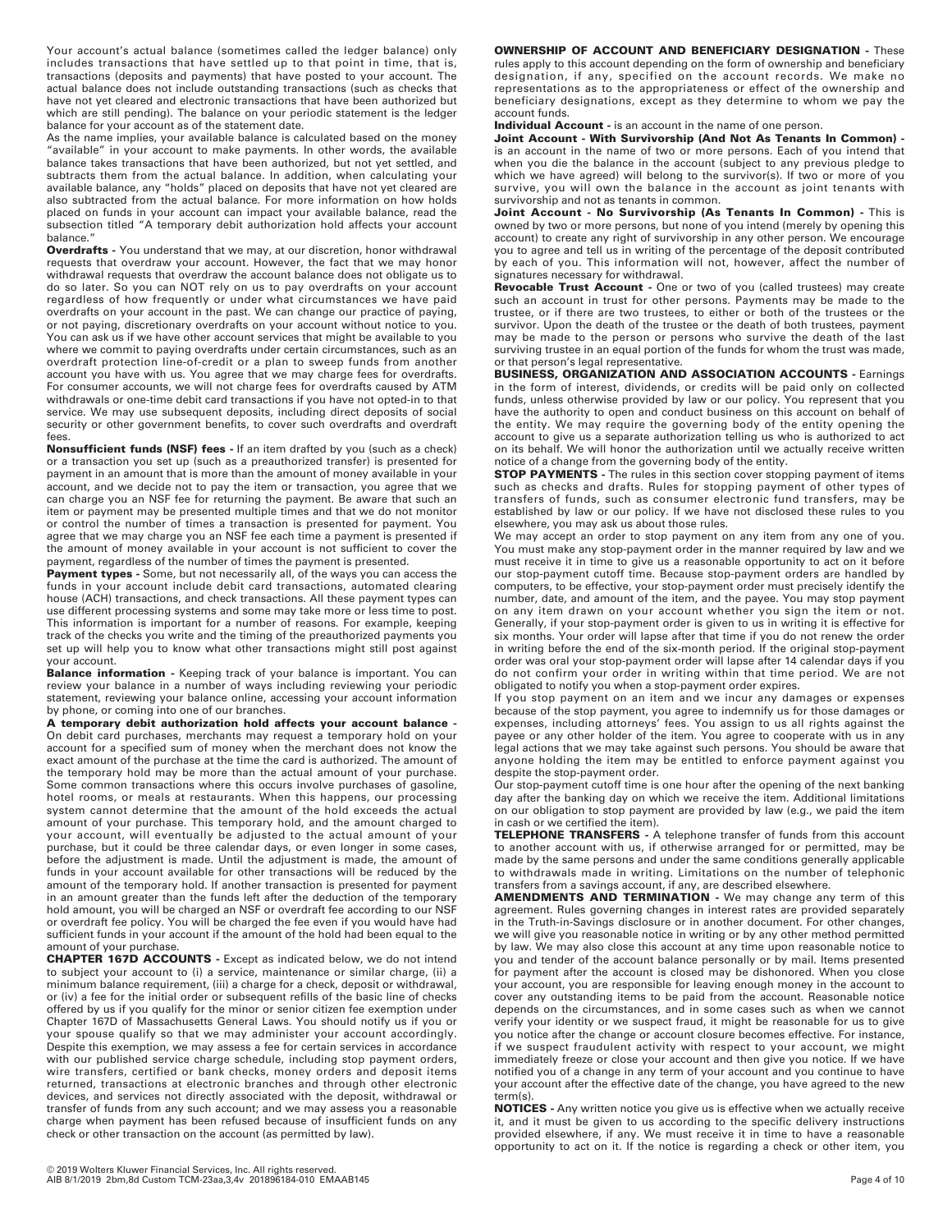Your account's actual balance (sometimes called the ledger balance) only includes transactions that have settled up to that point in time, that is, transactions (deposits and payments) that have posted to your account. The actual balance does not include outstanding transactions (such as checks that have not yet cleared and electronic transactions that have been authorized but which are still pending). The balance on your periodic statement is the ledger balance for your account as of the statement date.

As the name implies, your available balance is calculated based on the money "available" in your account to make payments. In other words, the available balance takes transactions that have been authorized, but not yet settled, and subtracts them from the actual balance. In addition, when calculating your available balance, any "holds" placed on deposits that have not yet cleared are also subtracted from the actual balance. For more information on how holds placed on funds in your account can impact your available balance, read the subsection titled "A temporary debit authorization hold affects your account balance."

**Overdrafts -** You understand that we may, at our discretion, honor withdrawal requests that overdraw your account. However, the fact that we may honor withdrawal requests that overdraw the account balance does not obligate us to do so later. So you can NOT rely on us to pay overdrafts on your account regardless of how frequently or under what circumstances we have paid overdrafts on your account in the past. We can change our practice of paying, or not paying, discretionary overdrafts on your account without notice to you. You can ask us if we have other account services that might be available to you where we commit to paying overdrafts under certain circumstances, such as an overdraft protection line-of-credit or a plan to sweep funds from another account you have with us. You agree that we may charge fees for overdrafts. For consumer accounts, we will not charge fees for overdrafts caused by ATM withdrawals or one-time debit card transactions if you have not opted-in to that service. We may use subsequent deposits, including direct deposits of social security or other government benefits, to cover such overdrafts and overdraft fees.

**Nonsufficient funds (NSF) fees -** If an item drafted by you (such as a check) or a transaction you set up (such as a preauthorized transfer) is presented for payment in an amount that is more than the amount of money available in your account, and we decide not to pay the item or transaction, you agree that we can charge you an NSF fee for returning the payment. Be aware that such an item or payment may be presented multiple times and that we do not monitor or control the number of times a transaction is presented for payment. You agree that we may charge you an NSF fee each time a payment is presented if the amount of money available in your account is not sufficient to cover the payment, regardless of the number of times the payment is presented.

**Payment types -** Some, but not necessarily all, of the ways you can access the funds in your account include debit card transactions, automated clearing house (ACH) transactions, and check transactions. All these payment types can use different processing systems and some may take more or less time to post. This information is important for a number of reasons. For example, keeping track of the checks you write and the timing of the preauthorized payments you set up will help you to know what other transactions might still post against your account.

**Balance information -** Keeping track of your balance is important. You can review your balance in a number of ways including reviewing your periodic statement, reviewing your balance online, accessing your account information by phone, or coming into one of our branches.

**A temporary debit authorization hold affects your account balance -** On debit card purchases, merchants may request a temporary hold on your account for a specified sum of money when the merchant does not know the exact amount of the purchase at the time the card is authorized. The amount of the temporary hold may be more than the actual amount of your purchase. Some common transactions where this occurs involve purchases of gasoline, hotel rooms, or meals at restaurants. When this happens, our processing system cannot determine that the amount of the hold exceeds the actual amount of your purchase. This temporary hold, and the amount charged to your account, will eventually be adjusted to the actual amount of your purchase, but it could be three calendar days, or even longer in some cases, before the adjustment is made. Until the adjustment is made, the amount of funds in your account available for other transactions will be reduced by the amount of the temporary hold. If another transaction is presented for payment in an amount greater than the funds left after the deduction of the temporary hold amount, you will be charged an NSF or overdraft fee according to our NSF or overdraft fee policy. You will be charged the fee even if you would have had sufficient funds in your account if the amount of the hold had been equal to the amount of your purchase.

**CHAPTER 167D ACCOUNTS -** Except as indicated below, we do not intend to subject your account to (i) a service, maintenance or similar charge, (ii) a minimum balance requirement, (iii) a charge for a check, deposit or withdrawal, or (iv) a fee for the initial order or subsequent refills of the basic line of checks offered by us if you qualify for the minor or senior citizen fee exemption under Chapter 167D of Massachusetts General Laws. You should notify us if you or your spouse qualify so that we may administer your account accordingly. Despite this exemption, we may assess a fee for certain services in accordance with our published service charge schedule, including stop payment orders, wire transfers, certified or bank checks, money orders and deposit items returned, transactions at electronic branches and through other electronic devices, and services not directly associated with the deposit, withdrawal or transfer of funds from any such account; and we may assess you a reasonable charge when payment has been refused because of insufficient funds on any check or other transaction on the account (as permitted by law).

**OWNERSHIP OF ACCOUNT AND BENEFICIARY DESIGNATION -** These rules apply to this account depending on the form of ownership and beneficiary designation, if any, specified on the account records. We make no representations as to the appropriateness or effect of the ownership and beneficiary designations, except as they determine to whom we pay the account funds.

**Individual Account -** is an account in the name of one person.

**Joint Account - With Survivorship (And Not As Tenants In Common) -** is an account in the name of two or more persons. Each of you intend that when you die the balance in the account (subject to any previous pledge to which we have agreed) will belong to the survivor(s). If two or more of you survive, you will own the balance in the account as joint tenants with survivorship and not as tenants in common.

**Joint Account - No Survivorship (As Tenants In Common) -** This is owned by two or more persons, but none of you intend (merely by opening this account) to create any right of survivorship in any other person. We encourage you to agree and tell us in writing of the percentage of the deposit contributed by each of you. This information will not, however, affect the number of signatures necessary for withdrawal.

**Revocable Trust Account -** One or two of you (called trustees) may create such an account in trust for other persons. Payments may be made to the trustee, or if there are two trustees, to either or both of the trustees or the survivor. Upon the death of the trustee or the death of both trustees, payment may be made to the person or persons who survive the death of the last surviving trustee in an equal portion of the funds for whom the trust was made, or that person's legal representative.

**BUSINESS, ORGANIZATION AND ASSOCIATION ACCOUNTS -** Earnings in the form of interest, dividends, or credits will be paid only on collected funds, unless otherwise provided by law or our policy. You represent that you have the authority to open and conduct business on this account on behalf of the entity. We may require the governing body of the entity opening the account to give us a separate authorization telling us who is authorized to act on its behalf. We will honor the authorization until we actually receive written notice of a change from the governing body of the entity.

**STOP PAYMENTS -** The rules in this section cover stopping payment of items such as checks and drafts. Rules for stopping payment of other types of transfers of funds, such as consumer electronic fund transfers, may be established by law or our policy. If we have not disclosed these rules to you elsewhere, you may ask us about those rules.

We may accept an order to stop payment on any item from any one of you. You must make any stop-payment order in the manner required by law and we must receive it in time to give us a reasonable opportunity to act on it before our stop-payment cutoff time. Because stop-payment orders are handled by computers, to be effective, your stop-payment order must precisely identify the number, date, and amount of the item, and the payee. You may stop payment on any item drawn on your account whether you sign the item or not. Generally, if your stop-payment order is given to us in writing it is effective for six months. Your order will lapse after that time if you do not renew the order in writing before the end of the six-month period. If the original stop-payment order was oral your stop-payment order will lapse after 14 calendar days if you do not confirm your order in writing within that time period. We are not obligated to notify you when a stop-payment order expires.

If you stop payment on an item and we incur any damages or expenses because of the stop payment, you agree to indemnify us for those damages or expenses, including attorneys' fees. You assign to us all rights against the payee or any other holder of the item. You agree to cooperate with us in any legal actions that we may take against such persons. You should be aware that anyone holding the item may be entitled to enforce payment against you despite the stop-payment order.

Our stop-payment cutoff time is one hour after the opening of the next banking day after the banking day on which we receive the item. Additional limitations on our obligation to stop payment are provided by law (e.g., we paid the item in cash or we certified the item).

**TELEPHONE TRANSFERS -** A telephone transfer of funds from this account to another account with us, if otherwise arranged for or permitted, may be made by the same persons and under the same conditions generally applicable to withdrawals made in writing. Limitations on the number of telephonic transfers from a savings account, if any, are described elsewhere.

**AMENDMENTS AND TERMINATION -** We may change any term of this agreement. Rules governing changes in interest rates are provided separately in the Truth-in-Savings disclosure or in another document. For other changes, we will give you reasonable notice in writing or by any other method permitted by law. We may also close this account at any time upon reasonable notice to you and tender of the account balance personally or by mail. Items presented for payment after the account is closed may be dishonored. When you close your account, you are responsible for leaving enough money in the account to cover any outstanding items to be paid from the account. Reasonable notice depends on the circumstances, and in some cases such as when we cannot verify your identity or we suspect fraud, it might be reasonable for us to give you notice after the change or account closure becomes effective. For instance, if we suspect fraudulent activity with respect to your account, we might immediately freeze or close your account and then give you notice. If we have notified you of a change in any term of your account and you continue to have your account after the effective date of the change, you have agreed to the new term(s).

**NOTICES -** Any written notice you give us is effective when we actually receive it, and it must be given to us according to the specific delivery instructions provided elsewhere, if any. We must receive it in time to have a reasonable opportunity to act on it. If the notice is regarding a check or other item, you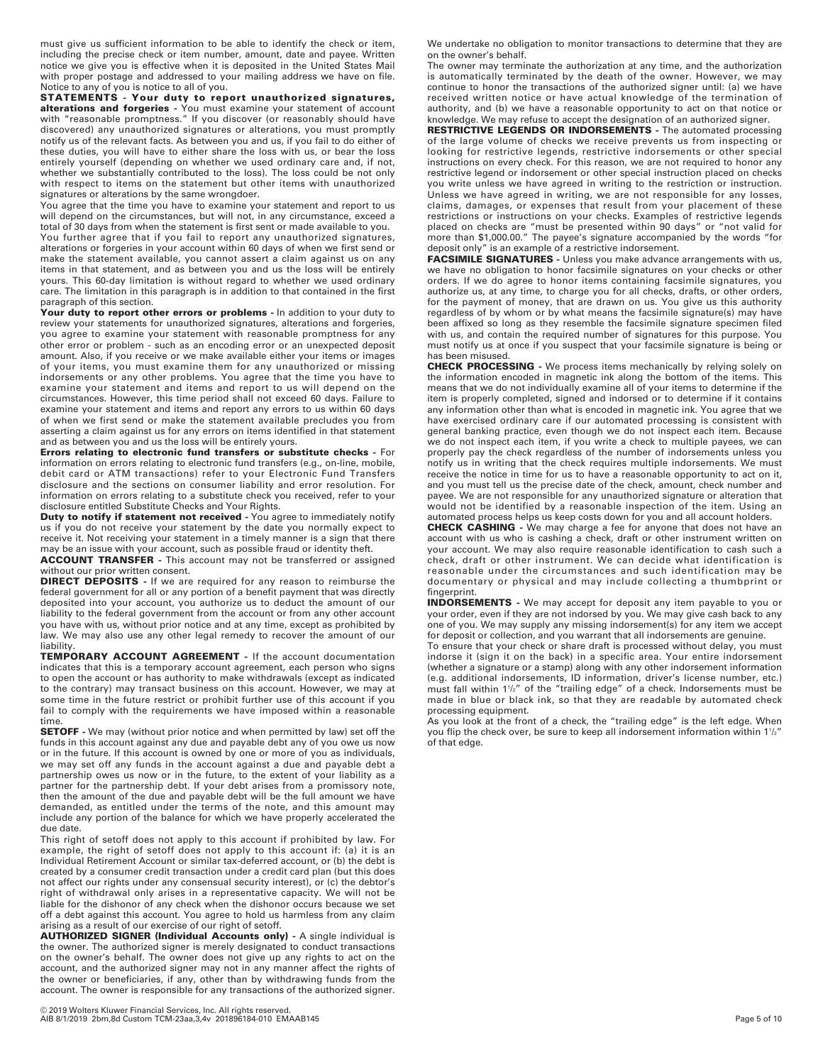must give us sufficient information to be able to identify the check or item, including the precise check or item number, amount, date and payee. Written notice we give you is effective when it is deposited in the United States Mail with proper postage and addressed to your mailing address we have on file. Notice to any of you is notice to all of you.

**STATEMENTS - Your duty to report unauthorized signatures, alterations and forgeries -** You must examine your statement of account with "reasonable promptness." If you discover (or reasonably should have discovered) any unauthorized signatures or alterations, you must promptly notify us of the relevant facts. As between you and us, if you fail to do either of these duties, you will have to either share the loss with us, or bear the loss entirely yourself (depending on whether we used ordinary care and, if not, whether we substantially contributed to the loss). The loss could be not only with respect to items on the statement but other items with unauthorized signatures or alterations by the same wrongdoer.

You agree that the time you have to examine your statement and report to us will depend on the circumstances, but will not, in any circumstance, exceed a total of 30 days from when the statement is first sent or made available to you.

You further agree that if you fail to report any unauthorized signatures, alterations or forgeries in your account within 60 days of when we first send or make the statement available, you cannot assert a claim against us on any items in that statement, and as between you and us the loss will be entirely yours. This 60-day limitation is without regard to whether we used ordinary care. The limitation in this paragraph is in addition to that contained in the first paragraph of this section.

**Your duty to report other errors or problems -** In addition to your duty to review your statements for unauthorized signatures, alterations and forgeries, you agree to examine your statement with reasonable promptness for any other error or problem - such as an encoding error or an unexpected deposit amount. Also, if you receive or we make available either your items or images of your items, you must examine them for any unauthorized or missing indorsements or any other problems. You agree that the time you have to examine your statement and items and report to us will depend on the circumstances. However, this time period shall not exceed 60 days. Failure to examine your statement and items and report any errors to us within 60 days of when we first send or make the statement available precludes you from asserting a claim against us for any errors on items identified in that statement and as between you and us the loss will be entirely yours.

**Errors relating to electronic fund transfers or substitute checks -** For information on errors relating to electronic fund transfers (e.g., on-line, mobile, debit card or ATM transactions) refer to your Electronic Fund Transfers disclosure and the sections on consumer liability and error resolution. For information on errors relating to a substitute check you received, refer to your disclosure entitled Substitute Checks and Your Rights.

**Duty to notify if statement not received -** You agree to immediately notify us if you do not receive your statement by the date you normally expect to receive it. Not receiving your statement in a timely manner is a sign that there may be an issue with your account, such as possible fraud or identity theft.

**ACCOUNT TRANSFER -** This account may not be transferred or assigned without our prior written consent.

**DIRECT DEPOSITS -** If we are required for any reason to reimburse the federal government for all or any portion of a benefit payment that was directly deposited into your account, you authorize us to deduct the amount of our liability to the federal government from the account or from any other account you have with us, without prior notice and at any time, except as prohibited by law. We may also use any other legal remedy to recover the amount of our liability.

**TEMPORARY ACCOUNT AGREEMENT -** If the account documentation indicates that this is a temporary account agreement, each person who signs to open the account or has authority to make withdrawals (except as indicated to the contrary) may transact business on this account. However, we may at some time in the future restrict or prohibit further use of this account if you fail to comply with the requirements we have imposed within a reasonable time.

**SETOFF -** We may (without prior notice and when permitted by law) set off the funds in this account against any due and payable debt any of you owe us now or in the future. If this account is owned by one or more of you as individuals, we may set off any funds in the account against a due and payable debt a partnership owes us now or in the future, to the extent of your liability as a partner for the partnership debt. If your debt arises from a promissory note, then the amount of the due and payable debt will be the full amount we have demanded, as entitled under the terms of the note, and this amount may include any portion of the balance for which we have properly accelerated the due date.

This right of setoff does not apply to this account if prohibited by law. For example, the right of setoff does not apply to this account if: (a) it is an Individual Retirement Account or similar tax-deferred account, or (b) the debt is created by a consumer credit transaction under a credit card plan (but this does not affect our rights under any consensual security interest), or (c) the debtor's right of withdrawal only arises in a representative capacity. We will not be liable for the dishonor of any check when the dishonor occurs because we set off a debt against this account. You agree to hold us harmless from any claim arising as a result of our exercise of our right of setoff.

**AUTHORIZED SIGNER (Individual Accounts only) -** A single individual is the owner. The authorized signer is merely designated to conduct transactions on the owner's behalf. The owner does not give up any rights to act on the account, and the authorized signer may not in any manner affect the rights of the owner or beneficiaries, if any, other than by withdrawing funds from the account. The owner is responsible for any transactions of the authorized signer. We undertake no obligation to monitor transactions to determine that they are on the owner's behalf.

The owner may terminate the authorization at any time, and the authorization is automatically terminated by the death of the owner. However, we may continue to honor the transactions of the authorized signer until: (a) we have received written notice or have actual knowledge of the termination of authority, and (b) we have a reasonable opportunity to act on that notice or knowledge. We may refuse to accept the designation of an authorized signer.

**RESTRICTIVE LEGENDS OR INDORSEMENTS -** The automated processing of the large volume of checks we receive prevents us from inspecting or looking for restrictive legends, restrictive indorsements or other special instructions on every check. For this reason, we are not required to honor any restrictive legend or indorsement or other special instruction placed on checks you write unless we have agreed in writing to the restriction or instruction. Unless we have agreed in writing, we are not responsible for any losses, claims, damages, or expenses that result from your placement of these restrictions or instructions on your checks. Examples of restrictive legends placed on checks are "must be presented within 90 days" or "not valid for more than $1,000.00." The payee's signature accompanied by the words "for deposit only" is an example of a restrictive indorsement.

**FACSIMILE SIGNATURES -** Unless you make advance arrangements with us, we have no obligation to honor facsimile signatures on your checks or other orders. If we do agree to honor items containing facsimile signatures, you authorize us, at any time, to charge you for all checks, drafts, or other orders, for the payment of money, that are drawn on us. You give us this authority regardless of by whom or by what means the facsimile signature(s) may have been affixed so long as they resemble the facsimile signature specimen filed with us, and contain the required number of signatures for this purpose. You must notify us at once if you suspect that your facsimile signature is being or has been misused.

**CHECK PROCESSING -** We process items mechanically by relying solely on the information encoded in magnetic ink along the bottom of the items. This means that we do not individually examine all of your items to determine if the item is properly completed, signed and indorsed or to determine if it contains any information other than what is encoded in magnetic ink. You agree that we have exercised ordinary care if our automated processing is consistent with general banking practice, even though we do not inspect each item. Because we do not inspect each item, if you write a check to multiple payees, we can properly pay the check regardless of the number of indorsements unless you notify us in writing that the check requires multiple indorsements. We must receive the notice in time for us to have a reasonable opportunity to act on it, and you must tell us the precise date of the check, amount, check number and payee. We are not responsible for any unauthorized signature or alteration that would not be identified by a reasonable inspection of the item. Using an automated process helps us keep costs down for you and all account holders.

**CHECK CASHING -** We may charge a fee for anyone that does not have an account with us who is cashing a check, draft or other instrument written on your account. We may also require reasonable identification to cash such a check, draft or other instrument. We can decide what identification is reasonable under the circumstances and such identification may be documentary or physical and may include collecting a thumbprint or fingerprint.

**INDORSEMENTS -** We may accept for deposit any item payable to you or your order, even if they are not indorsed by you. We may give cash back to any one of you. We may supply any missing indorsement(s) for any item we accept for deposit or collection, and you warrant that all indorsements are genuine.

To ensure that your check or share draft is processed without delay, you must indorse it (sign it on the back) in a specific area. Your entire indorsement (whether a signature or a stamp) along with any other indorsement information (e.g. additional indorsements, ID information, driver's license number, etc.) must fall within 1½" of the "trailing edge" of a check. Indorsements must be made in blue or black ink, so that they are readable by automated check processing equipment.

As you look at the front of a check, the "trailing edge" is the left edge. When you flip the check over, be sure to keep all indorsement information within 1½" of that edge.

© 2019 Wolters Kluwer Financial Services, Inc. All rights reserved.
AIB 8/1/2019 2bm,8d Custom TCM-23aa,3,4v 201896184-010 EMAAB145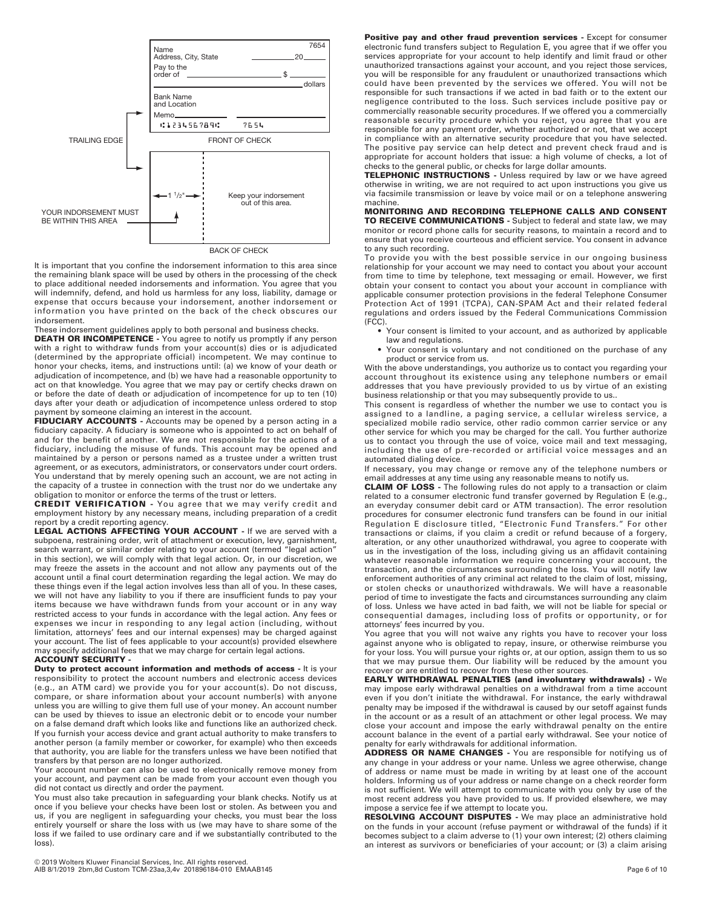Name
Address, City, State

7654

20

Pay to the order of $

dollars

Bank Name and Location

Memo

⑆123456789⑆ 7654

TRAILING EDGE

FRONT OF CHECK

1 1/2"

Keep your indorsement out of this area.

YOUR INDORSEMENT MUST BE WITHIN THIS AREA

BACK OF CHECK

It is important that you confine the indorsement information to this area since the remaining blank space will be used by others in the processing of the check to place additional needed indorsements and information. You agree that you will indemnify, defend, and hold us harmless for any loss, liability, damage or expense that occurs because your indorsement, another indorsement or information you have printed on the back of the check obscures our indorsement.

These indorsement guidelines apply to both personal and business checks.

**DEATH OR INCOMPETENCE -** You agree to notify us promptly if any person with a right to withdraw funds from your account(s) dies or is adjudicated (determined by the appropriate official) incompetent. We may continue to honor your checks, items, and instructions until: (a) we know of your death or adjudication of incompetence, and (b) we have had a reasonable opportunity to act on that knowledge. You agree that we may pay or certify checks drawn on or before the date of death or adjudication of incompetence for up to ten (10) days after your death or adjudication of incompetence unless ordered to stop payment by someone claiming an interest in the account.

**FIDUCIARY ACCOUNTS -** Accounts may be opened by a person acting in a fiduciary capacity. A fiduciary is someone who is appointed to act on behalf of and for the benefit of another. We are not responsible for the actions of a fiduciary, including the misuse of funds. This account may be opened and maintained by a person or persons named as a trustee under a written trust agreement, or as executors, administrators, or conservators under court orders. You understand that by merely opening such an account, we are not acting in the capacity of a trustee in connection with the trust nor do we undertake any obligation to monitor or enforce the terms of the trust or letters.

**CREDIT VERIFICATION -** You agree that we may verify credit and employment history by any necessary means, including preparation of a credit report by a credit reporting agency.

**LEGAL ACTIONS AFFECTING YOUR ACCOUNT -** If we are served with a subpoena, restraining order, writ of attachment or execution, levy, garnishment, search warrant, or similar order relating to your account (termed "legal action" in this section), we will comply with that legal action. Or, in our discretion, we may freeze the assets in the account and not allow any payments out of the account until a final court determination regarding the legal action. We may do these things even if the legal action involves less than all of you. In these cases, we will not have any liability to you if there are insufficient funds to pay your items because we have withdrawn funds from your account or in any way restricted access to your funds in accordance with the legal action. Any fees or expenses we incur in responding to any legal action (including, without limitation, attorneys' fees and our internal expenses) may be charged against your account. The list of fees applicable to your account(s) provided elsewhere may specify additional fees that we may charge for certain legal actions.

**ACCOUNT SECURITY -**

**Duty to protect account information and methods of access -** It is your responsibility to protect the account numbers and electronic access devices (e.g., an ATM card) we provide you for your account(s). Do not discuss, compare, or share information about your account number(s) with anyone unless you are willing to give them full use of your money. An account number can be used by thieves to issue an electronic debit or to encode your number on a false demand draft which looks like and functions like an authorized check. If you furnish your access device and grant actual authority to make transfers to another person (a family member or coworker, for example) who then exceeds that authority, you are liable for the transfers unless we have been notified that transfers by that person are no longer authorized.

Your account number can also be used to electronically remove money from your account, and payment can be made from your account even though you did not contact us directly and order the payment.

You must also take precaution in safeguarding your blank checks. Notify us at once if you believe your checks have been lost or stolen. As between you and us, if you are negligent in safeguarding your checks, you must bear the loss entirely yourself or share the loss with us (we may have to share some of the loss if we failed to use ordinary care and if we substantially contributed to the loss).

**Positive pay and other fraud prevention services -** Except for consumer electronic fund transfers subject to Regulation E, you agree that if we offer you services appropriate for your account to help identify and limit fraud or other unauthorized transactions against your account, and you reject those services, you will be responsible for any fraudulent or unauthorized transactions which could have been prevented by the services we offered. You will not be responsible for such transactions if we acted in bad faith or to the extent our negligence contributed to the loss. Such services include positive pay or commercially reasonable security procedures. If we offered you a commercially reasonable security procedure which you reject, you agree that you are responsible for any payment order, whether authorized or not, that we accept in compliance with an alternative security procedure that you have selected. The positive pay service can help detect and prevent check fraud and is appropriate for account holders that issue: a high volume of checks, a lot of checks to the general public, or checks for large dollar amounts.

**TELEPHONIC INSTRUCTIONS -** Unless required by law or we have agreed otherwise in writing, we are not required to act upon instructions you give us via facsimile transmission or leave by voice mail or on a telephone answering machine.

**MONITORING AND RECORDING TELEPHONE CALLS AND CONSENT TO RECEIVE COMMUNICATIONS -** Subject to federal and state law, we may monitor or record phone calls for security reasons, to maintain a record and to ensure that you receive courteous and efficient service. You consent in advance to any such recording.

To provide you with the best possible service in our ongoing business relationship for your account we may need to contact you about your account from time to time by telephone, text messaging or email. However, we first obtain your consent to contact you about your account in compliance with applicable consumer protection provisions in the federal Telephone Consumer Protection Act of 1991 (TCPA), CAN-SPAM Act and their related federal regulations and orders issued by the Federal Communications Commission (FCC).

- Your consent is limited to your account, and as authorized by applicable law and regulations.
- Your consent is voluntary and not conditioned on the purchase of any product or service from us.

With the above understandings, you authorize us to contact you regarding your account throughout its existence using any telephone numbers or email addresses that you have previously provided to us by virtue of an existing business relationship or that you may subsequently provide to us..

This consent is regardless of whether the number we use to contact you is assigned to a landline, a paging service, a cellular wireless service, a specialized mobile radio service, other radio common carrier service or any other service for which you may be charged for the call. You further authorize us to contact you through the use of voice, voice mail and text messaging, including the use of pre-recorded or artificial voice messages and an automated dialing device.

If necessary, you may change or remove any of the telephone numbers or email addresses at any time using any reasonable means to notify us.

**CLAIM OF LOSS -** The following rules do not apply to a transaction or claim related to a consumer electronic fund transfer governed by Regulation E (e.g., an everyday consumer debit card or ATM transaction). The error resolution procedures for consumer electronic fund transfers can be found in our initial Regulation E disclosure titled, "Electronic Fund Transfers." For other transactions or claims, if you claim a credit or refund because of a forgery, alteration, or any other unauthorized withdrawal, you agree to cooperate with us in the investigation of the loss, including giving us an affidavit containing whatever reasonable information we require concerning your account, the transaction, and the circumstances surrounding the loss. You will notify law enforcement authorities of any criminal act related to the claim of lost, missing, or stolen checks or unauthorized withdrawals. We will have a reasonable period of time to investigate the facts and circumstances surrounding any claim of loss. Unless we have acted in bad faith, we will not be liable for special or consequential damages, including loss of profits or opportunity, or for attorneys' fees incurred by you.

You agree that you will not waive any rights you have to recover your loss against anyone who is obligated to repay, insure, or otherwise reimburse you for your loss. You will pursue your rights or, at our option, assign them to us so that we may pursue them. Our liability will be reduced by the amount you recover or are entitled to recover from these other sources.

**EARLY WITHDRAWAL PENALTIES (and involuntary withdrawals) -** We may impose early withdrawal penalties on a withdrawal from a time account even if you don't initiate the withdrawal. For instance, the early withdrawal penalty may be imposed if the withdrawal is caused by our setoff against funds in the account or as a result of an attachment or other legal process. We may close your account and impose the early withdrawal penalty on the entire account balance in the event of a partial early withdrawal. See your notice of penalty for early withdrawals for additional information.

**ADDRESS OR NAME CHANGES -** You are responsible for notifying us of any change in your address or your name. Unless we agree otherwise, change of address or name must be made in writing by at least one of the account holders. Informing us of your address or name change on a check reorder form is not sufficient. We will attempt to communicate with you only by use of the most recent address you have provided to us. If provided elsewhere, we may impose a service fee if we attempt to locate you.

**RESOLVING ACCOUNT DISPUTES -** We may place an administrative hold on the funds in your account (refuse payment or withdrawal of the funds) if it becomes subject to a claim adverse to (1) your own interest; (2) others claiming an interest as survivors or beneficiaries of your account; or (3) a claim arising

© 2019 Wolters Kluwer Financial Services, Inc. All rights reserved.
AIB 8/1/2019 2bm,8d Custom TCM-23aa,3,4v 201896184-010 EMAAB145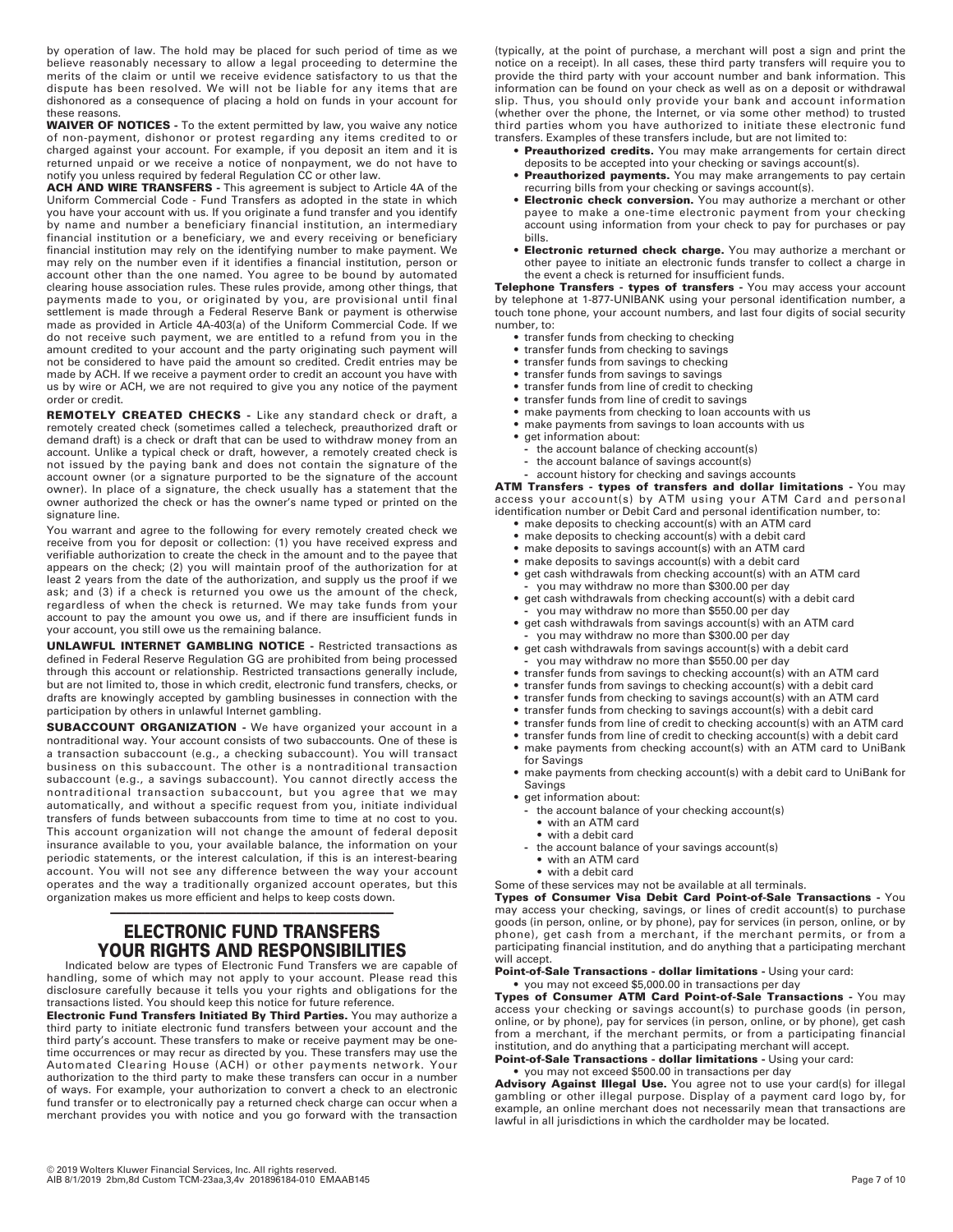by operation of law. The hold may be placed for such period of time as we believe reasonably necessary to allow a legal proceeding to determine the merits of the claim or until we receive evidence satisfactory to us that the dispute has been resolved. We will not be liable for any items that are dishonored as a consequence of placing a hold on funds in your account for these reasons.

**WAIVER OF NOTICES -** To the extent permitted by law, you waive any notice of non-payment, dishonor or protest regarding any items credited to or charged against your account. For example, if you deposit an item and it is returned unpaid or we receive a notice of nonpayment, we do not have to notify you unless required by federal Regulation CC or other law.

**ACH AND WIRE TRANSFERS -** This agreement is subject to Article 4A of the Uniform Commercial Code - Fund Transfers as adopted in the state in which you have your account with us. If you originate a fund transfer and you identify by name and number a beneficiary financial institution, an intermediary financial institution or a beneficiary, we and every receiving or beneficiary financial institution may rely on the identifying number to make payment. We may rely on the number even if it identifies a financial institution, person or account other than the one named. You agree to be bound by automated clearing house association rules. These rules provide, among other things, that payments made to you, or originated by you, are provisional until final settlement is made through a Federal Reserve Bank or payment is otherwise made as provided in Article 4A-403(a) of the Uniform Commercial Code. If we do not receive such payment, we are entitled to a refund from you in the amount credited to your account and the party originating such payment will not be considered to have paid the amount so credited. Credit entries may be made by ACH. If we receive a payment order to credit an account you have with us by wire or ACH, we are not required to give you any notice of the payment order or credit.

**REMOTELY CREATED CHECKS -** Like any standard check or draft, a remotely created check (sometimes called a telecheck, preauthorized draft or demand draft) is a check or draft that can be used to withdraw money from an account. Unlike a typical check or draft, however, a remotely created check is not issued by the paying bank and does not contain the signature of the account owner (or a signature purported to be the signature of the account owner). In place of a signature, the check usually has a statement that the owner authorized the check or has the owner's name typed or printed on the signature line.

You warrant and agree to the following for every remotely created check we receive from you for deposit or collection: (1) you have received express and verifiable authorization to create the check in the amount and to the payee that appears on the check; (2) you will maintain proof of the authorization for at least 2 years from the date of the authorization, and supply us the proof if we ask; and (3) if a check is returned you owe us the amount of the check, regardless of when the check is returned. We may take funds from your account to pay the amount you owe us, and if there are insufficient funds in your account, you still owe us the remaining balance.

**UNLAWFUL INTERNET GAMBLING NOTICE -** Restricted transactions as defined in Federal Reserve Regulation GG are prohibited from being processed through this account or relationship. Restricted transactions generally include, but are not limited to, those in which credit, electronic fund transfers, checks, or drafts are knowingly accepted by gambling businesses in connection with the participation by others in unlawful Internet gambling.

**SUBACCOUNT ORGANIZATION -** We have organized your account in a nontraditional way. Your account consists of two subaccounts. One of these is a transaction subaccount (e.g., a checking subaccount). You will transact business on this subaccount. The other is a nontraditional transaction subaccount (e.g., a savings subaccount). You cannot directly access the nontraditional transaction subaccount, but you agree that we may automatically, and without a specific request from you, initiate individual transfers of funds between subaccounts from time to time at no cost to you. This account organization will not change the amount of federal deposit insurance available to you, your available balance, the information on your periodic statements, or the interest calculation, if this is an interest-bearing account. You will not see any difference between the way your account operates and the way a traditionally organized account operates, but this organization makes us more efficient and helps to keep costs down.

## ELECTRONIC FUND TRANSFERS YOUR RIGHTS AND RESPONSIBILITIES

Indicated below are types of Electronic Fund Transfers we are capable of handling, some of which may not apply to your account. Please read this disclosure carefully because it tells you your rights and obligations for the transactions listed. You should keep this notice for future reference.

**Electronic Fund Transfers Initiated By Third Parties.** You may authorize a third party to initiate electronic fund transfers between your account and the third party's account. These transfers to make or receive payment may be one-time occurrences or may recur as directed by you. These transfers may use the Automated Clearing House (ACH) or other payments network. Your authorization to the third party to make these transfers can occur in a number of ways. For example, your authorization to convert a check to an electronic fund transfer or to electronically pay a returned check charge can occur when a merchant provides you with notice and you go forward with the transaction (typically, at the point of purchase, a merchant will post a sign and print the notice on a receipt). In all cases, these third party transfers will require you to provide the third party with your account number and bank information. This information can be found on your check as well as on a deposit or withdrawal slip. Thus, you should only provide your bank and account information (whether over the phone, the Internet, or via some other method) to trusted third parties whom you have authorized to initiate these electronic fund transfers. Examples of these transfers include, but are not limited to:

- **Preauthorized credits.** You may make arrangements for certain direct deposits to be accepted into your checking or savings account(s).
- **Preauthorized payments.** You may make arrangements to pay certain recurring bills from your checking or savings account(s).
- **Electronic check conversion.** You may authorize a merchant or other payee to make a one-time electronic payment from your checking account using information from your check to pay for purchases or pay bills.
- **Electronic returned check charge.** You may authorize a merchant or other payee to initiate an electronic funds transfer to collect a charge in the event a check is returned for insufficient funds.

**Telephone Transfers - types of transfers -** You may access your account by telephone at 1-877-UNIBANK using your personal identification number, a touch tone phone, your account numbers, and last four digits of social security number, to:

- transfer funds from checking to checking
- transfer funds from checking to savings
- transfer funds from savings to checking
- transfer funds from savings to savings
- transfer funds from line of credit to checking
- transfer funds from line of credit to savings
- make payments from checking to loan accounts with us
- make payments from savings to loan accounts with us
- get information about:
  - the account balance of checking account(s)
  - the account balance of savings account(s)
  - account history for checking and savings accounts

**ATM Transfers - types of transfers and dollar limitations -** You may access your account(s) by ATM using your ATM Card and personal identification number or Debit Card and personal identification number, to:

- make deposits to checking account(s) with an ATM card
- make deposits to checking account(s) with a debit card
- make deposits to savings account(s) with an ATM card
- make deposits to savings account(s) with a debit card
- get cash withdrawals from checking account(s) with an ATM card
  - you may withdraw no more than $300.00 per day
- get cash withdrawals from checking account(s) with a debit card
  - you may withdraw no more than $550.00 per day
- get cash withdrawals from savings account(s) with an ATM card
  - you may withdraw no more than $300.00 per day
- get cash withdrawals from savings account(s) with a debit card
  - you may withdraw no more than $550.00 per day
- transfer funds from savings to checking account(s) with an ATM card
- transfer funds from savings to checking account(s) with a debit card
- transfer funds from checking to savings account(s) with an ATM card
- transfer funds from checking to savings account(s) with a debit card
- transfer funds from line of credit to checking account(s) with an ATM card
- transfer funds from line of credit to checking account(s) with a debit card
- make payments from checking account(s) with an ATM card to UniBank for Savings
- make payments from checking account(s) with a debit card to UniBank for Savings
- get information about:
  - the account balance of your checking account(s)
    - with an ATM card
    - with a debit card
  - the account balance of your savings account(s)
    - with an ATM card
    - with a debit card

Some of these services may not be available at all terminals.

**Types of Consumer Visa Debit Card Point-of-Sale Transactions -** You may access your checking, savings, or lines of credit account(s) to purchase goods (in person, online, or by phone), pay for services (in person, online, or by phone), get cash from a merchant, if the merchant permits, or from a participating financial institution, and do anything that a participating merchant will accept.

**Point-of-Sale Transactions - dollar limitations -** Using your card:

- you may not exceed $5,000.00 in transactions per day

**Types of Consumer ATM Card Point-of-Sale Transactions -** You may access your checking or savings account(s) to purchase goods (in person, online, or by phone), pay for services (in person, online, or by phone), get cash from a merchant, if the merchant permits, or from a participating financial institution, and do anything that a participating merchant will accept.

**Point-of-Sale Transactions - dollar limitations -** Using your card:

- you may not exceed $500.00 in transactions per day

**Advisory Against Illegal Use.** You agree not to use your card(s) for illegal gambling or other illegal purpose. Display of a payment card logo by, for example, an online merchant does not necessarily mean that transactions are lawful in all jurisdictions in which the cardholder may be located.

© 2019 Wolters Kluwer Financial Services, Inc. All rights reserved.
AIB 8/1/2019 2bm,8d Custom TCM-23aa,3,4v 201896184-010 EMAAB145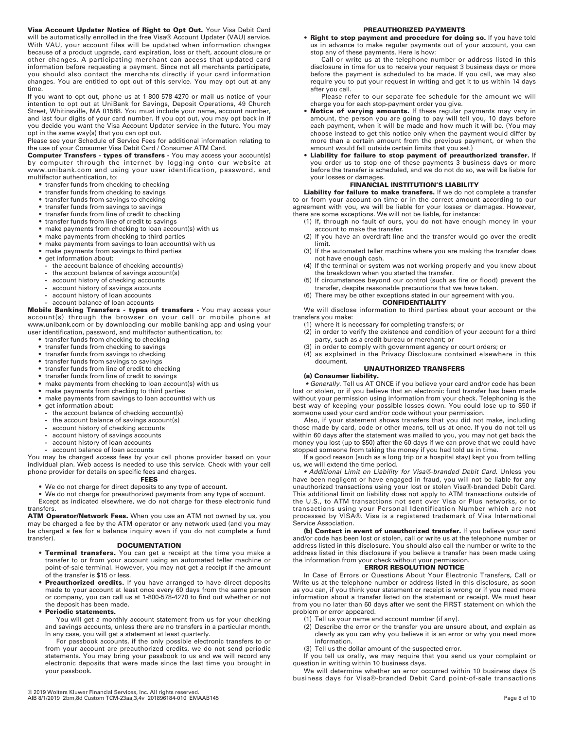**Visa Account Updater Notice of Right to Opt Out.** Your Visa Debit Card will be automatically enrolled in the free Visa® Account Updater (VAU) service. With VAU, your account files will be updated when information changes because of a product upgrade, card expiration, loss or theft, account closure or other changes. A participating merchant can access that updated card information before requesting a payment. Since not all merchants participate, you should also contact the merchants directly if your card information changes. You are entitled to opt out of this service. You may opt out at any time.

If you want to opt out, phone us at 1-800-578-4270 or mail us notice of your intention to opt out at UniBank for Savings, Deposit Operations, 49 Church Street, Whitinsville, MA 01588. You must include your name, account number, and last four digits of your card number. If you opt out, you may opt back in if you decide you want the Visa Account Updater service in the future. You may opt in the same way(s) that you can opt out.

Please see your Schedule of Service Fees for additional information relating to the use of your Consumer Visa Debit Card / Consumer ATM Card.

**Computer Transfers - types of transfers -** You may access your account(s) by computer through the internet by logging onto our website at www.unibank.com and using your user identification, password, and multifactor authentication, to:

- transfer funds from checking to checking
- transfer funds from checking to savings
- transfer funds from savings to checking
- transfer funds from savings to savings
- transfer funds from line of credit to checking
- transfer funds from line of credit to savings
- make payments from checking to loan account(s) with us
- make payments from checking to third parties
- make payments from savings to loan account(s) with us
- make payments from savings to third parties
- get information about:
  - the account balance of checking account(s)
  - the account balance of savings account(s)
  - account history of checking accounts
  - account history of savings accounts
  - account history of loan accounts
  - account balance of loan accounts

**Mobile Banking Transfers - types of transfers -** You may access your account(s) through the browser on your cell or mobile phone at www.unibank.com or by downloading our mobile banking app and using your user identification, password, and multifactor authentication, to:

- transfer funds from checking to checking
- transfer funds from checking to savings
- transfer funds from savings to checking
- transfer funds from savings to savings
- transfer funds from line of credit to checking
- transfer funds from line of credit to savings
- make payments from checking to loan account(s) with us
- make payments from checking to third parties
- make payments from savings to loan account(s) with us
- get information about:
  - the account balance of checking account(s)
  - the account balance of savings account(s)
  - account history of checking accounts
  - account history of savings accounts
  - account history of loan accounts
  - account balance of loan accounts

You may be charged access fees by your cell phone provider based on your individual plan. Web access is needed to use this service. Check with your cell phone provider for details on specific fees and charges.

## FEES

- We do not charge for direct deposits to any type of account.
- We do not charge for preauthorized payments from any type of account.

Except as indicated elsewhere, we do not charge for these electronic fund transfers.

**ATM Operator/Network Fees.** When you use an ATM not owned by us, you may be charged a fee by the ATM operator or any network used (and you may be charged a fee for a balance inquiry even if you do not complete a fund transfer).

## DOCUMENTATION

- **Terminal transfers.** You can get a receipt at the time you make a transfer to or from your account using an automated teller machine or point-of-sale terminal. However, you may not get a receipt if the amount of the transfer is $15 or less.
- **Preauthorized credits.** If you have arranged to have direct deposits made to your account at least once every 60 days from the same person or company, you can call us at 1-800-578-4270 to find out whether or not the deposit has been made.
- **Periodic statements.**

  You will get a monthly account statement from us for your checking and savings accounts, unless there are no transfers in a particular month. In any case, you will get a statement at least quarterly.

  For passbook accounts, if the only possible electronic transfers to or from your account are preauthorized credits, we do not send periodic statements. You may bring your passbook to us and we will record any electronic deposits that were made since the last time you brought in your passbook.

## PREAUTHORIZED PAYMENTS

- **Right to stop payment and procedure for doing so.** If you have told us in advance to make regular payments out of your account, you can stop any of these payments. Here is how:

  Call or write us at the telephone number or address listed in this disclosure in time for us to receive your request 3 business days or more before the payment is scheduled to be made. If you call, we may also require you to put your request in writing and get it to us within 14 days after you call.

  Please refer to our separate fee schedule for the amount we will charge you for each stop-payment order you give.
- **Notice of varying amounts.** If these regular payments may vary in amount, the person you are going to pay will tell you, 10 days before each payment, when it will be made and how much it will be. (You may choose instead to get this notice only when the payment would differ by more than a certain amount from the previous payment, or when the amount would fall outside certain limits that you set.)
- **Liability for failure to stop payment of preauthorized transfer.** If you order us to stop one of these payments 3 business days or more before the transfer is scheduled, and we do not do so, we will be liable for your losses or damages.

## FINANCIAL INSTITUTION'S LIABILITY

**Liability for failure to make transfers.** If we do not complete a transfer to or from your account on time or in the correct amount according to our agreement with you, we will be liable for your losses or damages. However, there are some exceptions. We will not be liable, for instance:

(1) If, through no fault of ours, you do not have enough money in your account to make the transfer.
(2) If you have an overdraft line and the transfer would go over the credit limit.
(3) If the automated teller machine where you are making the transfer does not have enough cash.
(4) If the terminal or system was not working properly and you knew about the breakdown when you started the transfer.
(5) If circumstances beyond our control (such as fire or flood) prevent the transfer, despite reasonable precautions that we have taken.
(6) There may be other exceptions stated in our agreement with you.

## CONFIDENTIALITY

We will disclose information to third parties about your account or the transfers you make:

(1) where it is necessary for completing transfers; or
(2) in order to verify the existence and condition of your account for a third party, such as a credit bureau or merchant; or
(3) in order to comply with government agency or court orders; or
(4) as explained in the Privacy Disclosure contained elsewhere in this document.

## UNAUTHORIZED TRANSFERS

**(a) Consumer liability.**

• *Generally.* Tell us AT ONCE if you believe your card and/or code has been lost or stolen, or if you believe that an electronic fund transfer has been made without your permission using information from your check. Telephoning is the best way of keeping your possible losses down. You could lose up to $50 if someone used your card and/or code without your permission.

Also, if your statement shows transfers that you did not make, including those made by card, code or other means, tell us at once. If you do not tell us within 60 days after the statement was mailed to you, you may not get back the money you lost (up to $50) after the 60 days if we can prove that we could have stopped someone from taking the money if you had told us in time.

If a good reason (such as a long trip or a hospital stay) kept you from telling us, we will extend the time period.

• *Additional Limit on Liability for Visa®-branded Debit Card.* Unless you have been negligent or have engaged in fraud, you will not be liable for any unauthorized transactions using your lost or stolen Visa®-branded Debit Card. This additional limit on liability does not apply to ATM transactions outside of the U.S., to ATM transactions not sent over Visa or Plus networks, or to transactions using your Personal Identification Number which are not processed by VISA®. Visa is a registered trademark of Visa International Service Association.

**(b) Contact in event of unauthorized transfer.** If you believe your card and/or code has been lost or stolen, call or write us at the telephone number or address listed in this disclosure. You should also call the number or write to the address listed in this disclosure if you believe a transfer has been made using the information from your check without your permission.

## ERROR RESOLUTION NOTICE

In Case of Errors or Questions About Your Electronic Transfers, Call or Write us at the telephone number or address listed in this disclosure, as soon as you can, if you think your statement or receipt is wrong or if you need more information about a transfer listed on the statement or receipt. We must hear from you no later than 60 days after we sent the FIRST statement on which the problem or error appeared.

(1) Tell us your name and account number (if any).
(2) Describe the error or the transfer you are unsure about, and explain as clearly as you can why you believe it is an error or why you need more information.
(3) Tell us the dollar amount of the suspected error.

If you tell us orally, we may require that you send us your complaint or question in writing within 10 business days.

We will determine whether an error occurred within 10 business days (5 business days for Visa®-branded Debit Card point-of-sale transactions

© 2019 Wolters Kluwer Financial Services, Inc. All rights reserved.
AIB 8/1/2019 2bm,8d Custom TCM-23aa,3,4v 201896184-010 EMAAB145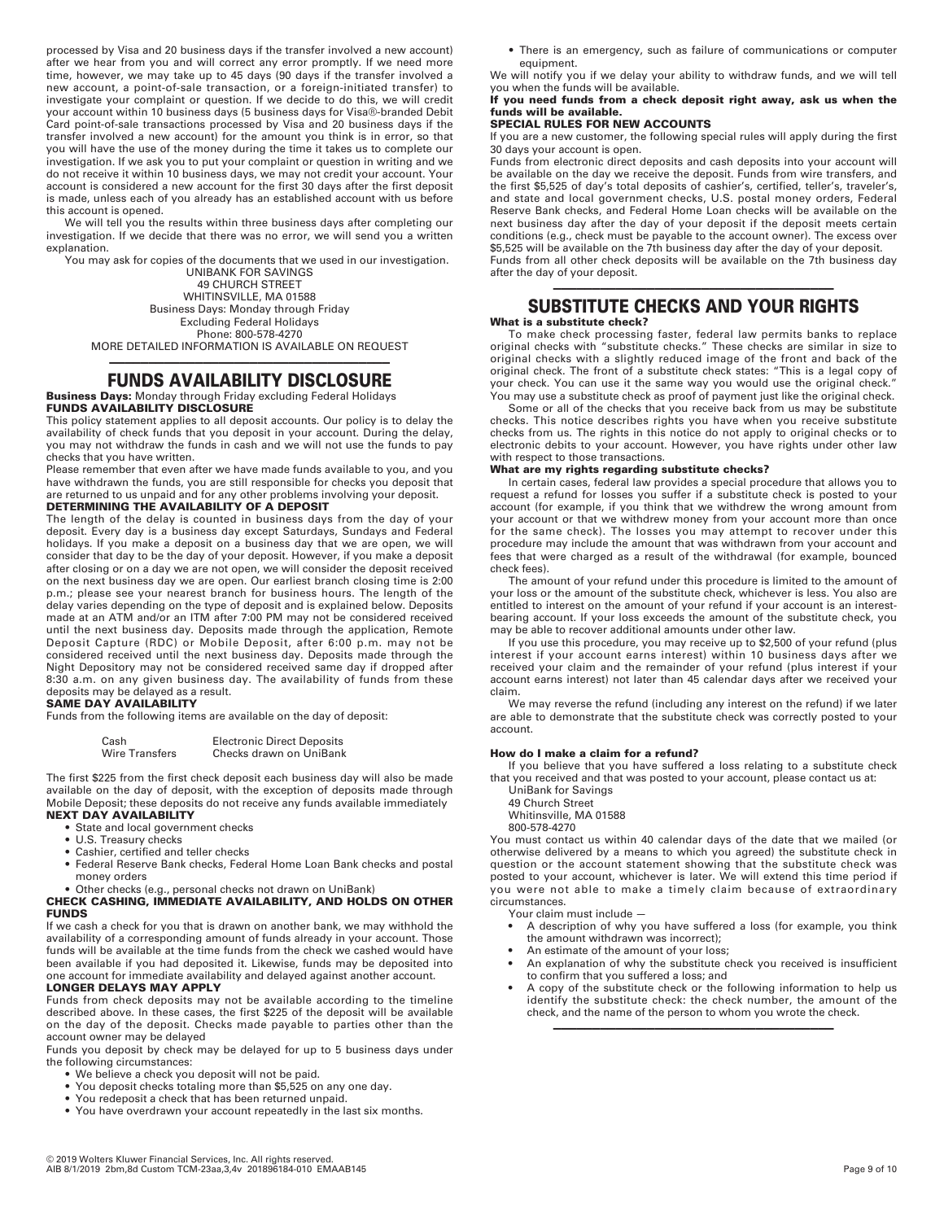processed by Visa and 20 business days if the transfer involved a new account) after we hear from you and will correct any error promptly. If we need more time, however, we may take up to 45 days (90 days if the transfer involved a new account, a point-of-sale transaction, or a foreign-initiated transfer) to investigate your complaint or question. If we decide to do this, we will credit your account within 10 business days (5 business days for Visa®-branded Debit Card point-of-sale transactions processed by Visa and 20 business days if the transfer involved a new account) for the amount you think is in error, so that you will have the use of the money during the time it takes us to complete our investigation. If we ask you to put your complaint or question in writing and we do not receive it within 10 business days, we may not credit your account. Your account is considered a new account for the first 30 days after the first deposit is made, unless each of you already has an established account with us before this account is opened.

We will tell you the results within three business days after completing our investigation. If we decide that there was no error, we will send you a written explanation.

You may ask for copies of the documents that we used in our investigation.

UNIBANK FOR SAVINGS
49 CHURCH STREET
WHITINSVILLE, MA 01588
Business Days: Monday through Friday
Excluding Federal Holidays
Phone: 800-578-4270
MORE DETAILED INFORMATION IS AVAILABLE ON REQUEST

## FUNDS AVAILABILITY DISCLOSURE

**Business Days:** Monday through Friday excluding Federal Holidays

**FUNDS AVAILABILITY DISCLOSURE**

This policy statement applies to all deposit accounts. Our policy is to delay the availability of check funds that you deposit in your account. During the delay, you may not withdraw the funds in cash and we will not use the funds to pay checks that you have written.

Please remember that even after we have made funds available to you, and you have withdrawn the funds, you are still responsible for checks you deposit that are returned to us unpaid and for any other problems involving your deposit.

**DETERMINING THE AVAILABILITY OF A DEPOSIT**

The length of the delay is counted in business days from the day of your deposit. Every day is a business day except Saturdays, Sundays and Federal holidays. If you make a deposit on a business day that we are open, we will consider that day to be the day of your deposit. However, if you make a deposit after closing or on a day we are not open, we will consider the deposit received on the next business day we are open. Our earliest branch closing time is 2:00 p.m.; please see your nearest branch for business hours. The length of the delay varies depending on the type of deposit and is explained below. Deposits made at an ATM and/or an ITM after 7:00 PM may not be considered received until the next business day. Deposits made through the application, Remote Deposit Capture (RDC) or Mobile Deposit, after 6:00 p.m. may not be considered received until the next business day. Deposits made through the Night Depository may not be considered received same day if dropped after 8:30 a.m. on any given business day. The availability of funds from these deposits may be delayed as a result.

**SAME DAY AVAILABILITY**

Funds from the following items are available on the day of deposit:

| | |
|---|---|
| Cash | Electronic Direct Deposits |
| Wire Transfers | Checks drawn on UniBank |

The first $225 from the first check deposit each business day will also be made available on the day of deposit, with the exception of deposits made through Mobile Deposit; these deposits do not receive any funds available immediately

**NEXT DAY AVAILABILITY**

- State and local government checks
- U.S. Treasury checks
- Cashier, certified and teller checks
- Federal Reserve Bank checks, Federal Home Loan Bank checks and postal money orders
- Other checks (e.g., personal checks not drawn on UniBank)

**CHECK CASHING, IMMEDIATE AVAILABILITY, AND HOLDS ON OTHER FUNDS**

If we cash a check for you that is drawn on another bank, we may withhold the availability of a corresponding amount of funds already in your account. Those funds will be available at the time funds from the check we cashed would have been available if you had deposited it. Likewise, funds may be deposited into one account for immediate availability and delayed against another account.

**LONGER DELAYS MAY APPLY**

Funds from check deposits may not be available according to the timeline described above. In these cases, the first $225 of the deposit will be available on the day of the deposit. Checks made payable to parties other than the account owner may be delayed

Funds you deposit by check may be delayed for up to 5 business days under the following circumstances:

- We believe a check you deposit will not be paid.
- You deposit checks totaling more than $5,525 on any one day.
- You redeposit a check that has been returned unpaid.
- You have overdrawn your account repeatedly in the last six months.
- There is an emergency, such as failure of communications or computer equipment.

We will notify you if we delay your ability to withdraw funds, and we will tell you when the funds will be available.

**If you need funds from a check deposit right away, ask us when the funds will be available.**

**SPECIAL RULES FOR NEW ACCOUNTS**

If you are a new customer, the following special rules will apply during the first 30 days your account is open.

Funds from electronic direct deposits and cash deposits into your account will be available on the day we receive the deposit. Funds from wire transfers, and the first $5,525 of day's total deposits of cashier's, certified, teller's, traveler's, and state and local government checks, U.S. postal money orders, Federal Reserve Bank checks, and Federal Home Loan checks will be available on the next business day after the day of your deposit if the deposit meets certain conditions (e.g., check must be payable to the account owner). The excess over $5,525 will be available on the 7th business day after the day of your deposit.

Funds from all other check deposits will be available on the 7th business day after the day of your deposit.

## SUBSTITUTE CHECKS AND YOUR RIGHTS

**What is a substitute check?**

To make check processing faster, federal law permits banks to replace original checks with "substitute checks." These checks are similar in size to original checks with a slightly reduced image of the front and back of the original check. The front of a substitute check states: "This is a legal copy of your check. You can use it the same way you would use the original check." You may use a substitute check as proof of payment just like the original check.

Some or all of the checks that you receive back from us may be substitute checks. This notice describes rights you have when you receive substitute checks from us. The rights in this notice do not apply to original checks or to electronic debits to your account. However, you have rights under other law with respect to those transactions.

**What are my rights regarding substitute checks?**

In certain cases, federal law provides a special procedure that allows you to request a refund for losses you suffer if a substitute check is posted to your account (for example, if you think that we withdrew the wrong amount from your account or that we withdrew money from your account more than once for the same check). The losses you may attempt to recover under this procedure may include the amount that was withdrawn from your account and fees that were charged as a result of the withdrawal (for example, bounced check fees).

The amount of your refund under this procedure is limited to the amount of your loss or the amount of the substitute check, whichever is less. You also are entitled to interest on the amount of your refund if your account is an interest-bearing account. If your loss exceeds the amount of the substitute check, you may be able to recover additional amounts under other law.

If you use this procedure, you may receive up to $2,500 of your refund (plus interest if your account earns interest) within 10 business days after we received your claim and the remainder of your refund (plus interest if your account earns interest) not later than 45 calendar days after we received your claim.

We may reverse the refund (including any interest on the refund) if we later are able to demonstrate that the substitute check was correctly posted to your account.

**How do I make a claim for a refund?**

If you believe that you have suffered a loss relating to a substitute check that you received and that was posted to your account, please contact us at:

UniBank for Savings
49 Church Street
Whitinsville, MA 01588
800-578-4270

You must contact us within 40 calendar days of the date that we mailed (or otherwise delivered by a means to which you agreed) the substitute check in question or the account statement showing that the substitute check was posted to your account, whichever is later. We will extend this time period if you were not able to make a timely claim because of extraordinary circumstances.

Your claim must include —

- A description of why you have suffered a loss (for example, you think the amount withdrawn was incorrect);
- An estimate of the amount of your loss;
- An explanation of why the substitute check you received is insufficient to confirm that you suffered a loss; and
- A copy of the substitute check or the following information to help us identify the substitute check: the check number, the amount of the check, and the name of the person to whom you wrote the check.

© 2019 Wolters Kluwer Financial Services, Inc. All rights reserved.
AIB 8/1/2019 2bm,8d Custom TCM-23aa,3,4v 201896184-010 EMAAB145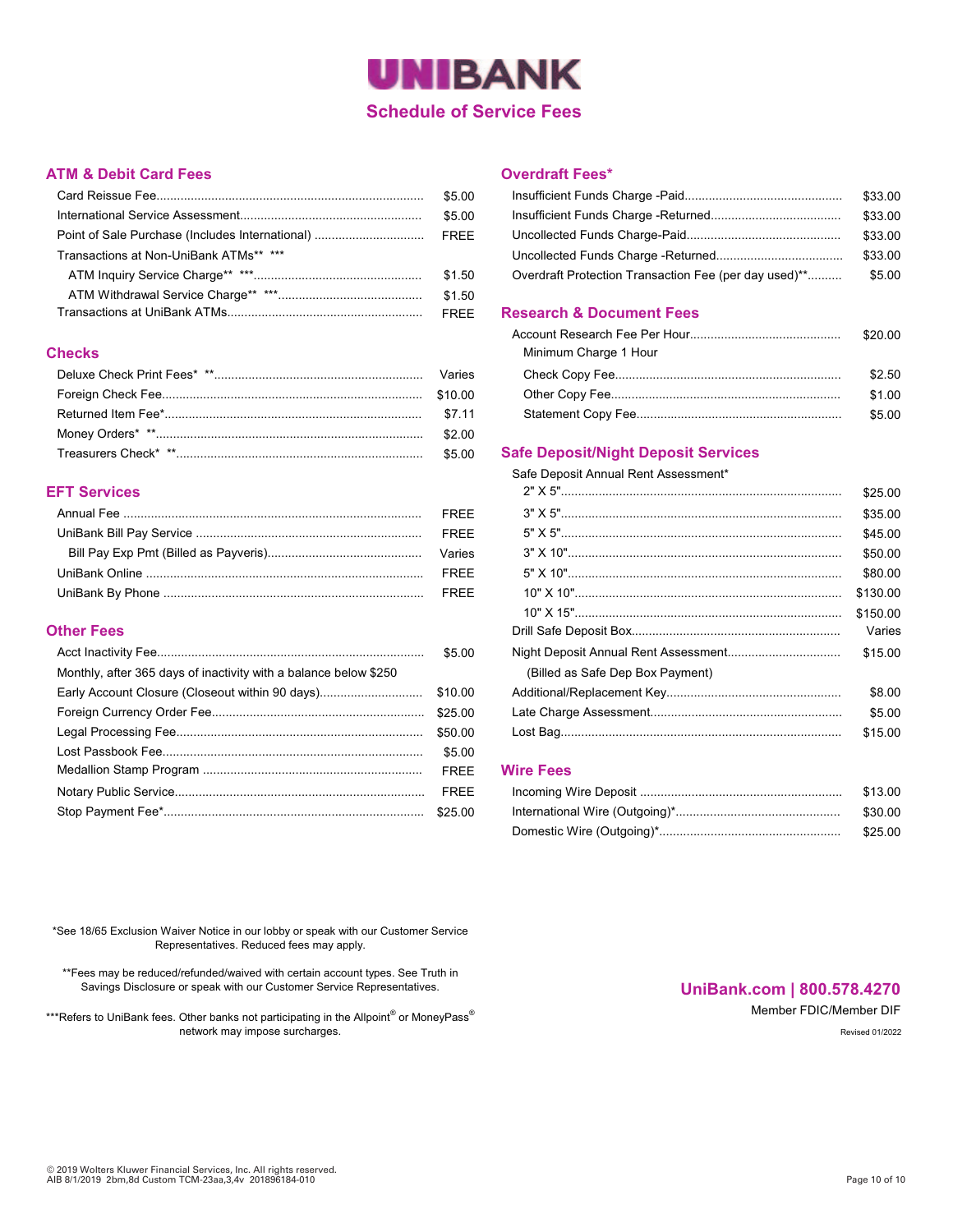# UNIBANK

## Schedule of Service Fees

### ATM & Debit Card Fees

| | |
|---|---|
| Card Reissue Fee | $5.00 |
| International Service Assessment | $5.00 |
| Point of Sale Purchase (Includes International) | FREE |
| Transactions at Non-UniBank ATMs** *** | |
| ATM Inquiry Service Charge** *** | $1.50 |
| ATM Withdrawal Service Charge** *** | $1.50 |
| Transactions at UniBank ATMs | FREE |

### Checks

| | |
|---|---|
| Deluxe Check Print Fees* ** | Varies |
| Foreign Check Fee | $10.00 |
| Returned Item Fee* | $7.11 |
| Money Orders* ** | $2.00 |
| Treasurers Check* ** | $5.00 |

### EFT Services

| | |
|---|---|
| Annual Fee | FREE |
| UniBank Bill Pay Service | FREE |
| Bill Pay Exp Pmt (Billed as Payveris) | Varies |
| UniBank Online | FREE |
| UniBank By Phone | FREE |

### Other Fees

| | |
|---|---|
| Acct Inactivity Fee | $5.00 |
| Monthly, after 365 days of inactivity with a balance below $250 | |
| Early Account Closure (Closeout within 90 days) | $10.00 |
| Foreign Currency Order Fee | $25.00 |
| Legal Processing Fee | $50.00 |
| Lost Passbook Fee | $5.00 |
| Medallion Stamp Program | FREE |
| Notary Public Service | FREE |
| Stop Payment Fee* | $25.00 |

### Overdraft Fees*

| | |
|---|---|
| Insufficient Funds Charge -Paid | $33.00 |
| Insufficient Funds Charge -Returned | $33.00 |
| Uncollected Funds Charge-Paid | $33.00 |
| Uncollected Funds Charge -Returned | $33.00 |
| Overdraft Protection Transaction Fee (per day used)** | $5.00 |

### Research & Document Fees

| | |
|---|---|
| Account Research Fee Per Hour | $20.00 |
| Minimum Charge 1 Hour | |
| Check Copy Fee | $2.50 |
| Other Copy Fee | $1.00 |
| Statement Copy Fee | $5.00 |

### Safe Deposit/Night Deposit Services

| | |
|---|---|
| Safe Deposit Annual Rent Assessment* | |
| 2" X 5" | $25.00 |
| 3" X 5" | $35.00 |
| 5" X 5" | $45.00 |
| 3" X 10" | $50.00 |
| 5" X 10" | $80.00 |
| 10" X 10" | $130.00 |
| 10" X 15" | $150.00 |
| Drill Safe Deposit Box | Varies |
| Night Deposit Annual Rent Assessment | $15.00 |
| (Billed as Safe Dep Box Payment) | |
| Additional/Replacement Key | $8.00 |
| Late Charge Assessment | $5.00 |
| Lost Bag | $15.00 |

### Wire Fees

| | |
|---|---|
| Incoming Wire Deposit | $13.00 |
| International Wire (Outgoing)* | $30.00 |
| Domestic Wire (Outgoing)* | $25.00 |

*See 18/65 Exclusion Waiver Notice in our lobby or speak with our Customer Service Representatives. Reduced fees may apply.

**Fees may be reduced/refunded/waived with certain account types. See Truth in Savings Disclosure or speak with our Customer Service Representatives.

***Refers to UniBank fees. Other banks not participating in the Allpoint® or MoneyPass® network may impose surcharges.

**UniBank.com | 800.578.4270**

Member FDIC/Member DIF

Revised 01/2022

© 2019 Wolters Kluwer Financial Services, Inc. All rights reserved.
AIB 8/1/2019 2bm,8d Custom TCM-23aa,3,4v 201896184-010